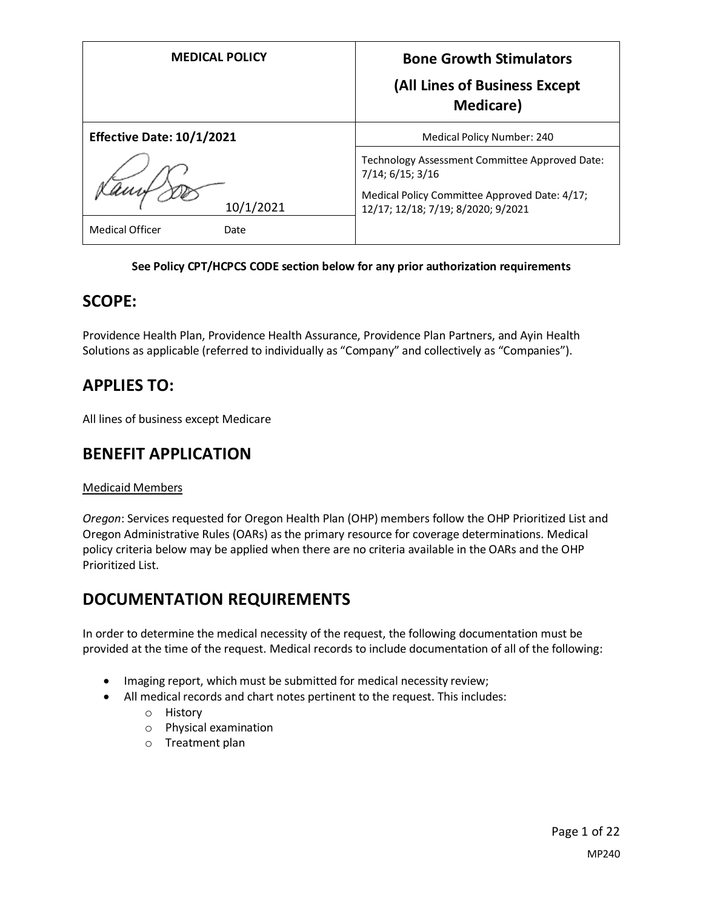| MEDICAL POLICY | Bone Growth Stimulators (All Lines of Business Except Medicare) |
|---|---|
| **Effective Date: 10/1/2021** | Medical Policy Number: 240 |
| 10/1/2021 | Technology Assessment Committee Approved Date: 7/14; 6/15; 3/16<br>Medical Policy Committee Approved Date: 4/17; 12/17; 12/18; 7/19; 8/2020; 9/2021 |
| Medical Officer Date | |

**See Policy CPT/HCPCS CODE section below for any prior authorization requirements**

## SCOPE:

Providence Health Plan, Providence Health Assurance, Providence Plan Partners, and Ayin Health Solutions as applicable (referred to individually as "Company" and collectively as "Companies").

## APPLIES TO:

All lines of business except Medicare

## BENEFIT APPLICATION

Medicaid Members

*Oregon*: Services requested for Oregon Health Plan (OHP) members follow the OHP Prioritized List and Oregon Administrative Rules (OARs) as the primary resource for coverage determinations. Medical policy criteria below may be applied when there are no criteria available in the OARs and the OHP Prioritized List.

## DOCUMENTATION REQUIREMENTS

In order to determine the medical necessity of the request, the following documentation must be provided at the time of the request. Medical records to include documentation of all of the following:

- Imaging report, which must be submitted for medical necessity review;
- All medical records and chart notes pertinent to the request. This includes:
  - History
  - Physical examination
  - Treatment plan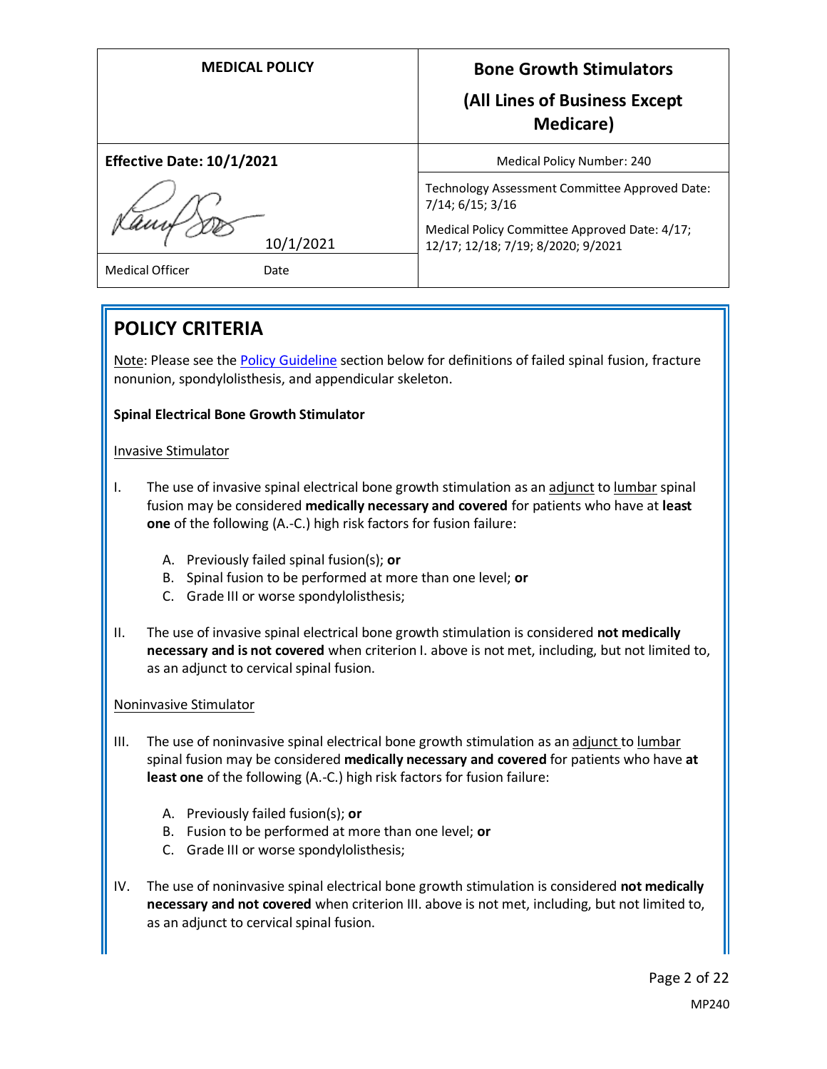| MEDICAL POLICY | Bone Growth Stimulators (All Lines of Business Except Medicare) |
|---|---|
| **Effective Date: 10/1/2021** | Medical Policy Number: 240 |
| 10/1/2021 | Technology Assessment Committee Approved Date: 7/14; 6/15; 3/16 |
| Medical Officer Date | Medical Policy Committee Approved Date: 4/17; 12/17; 12/18; 7/19; 8/2020; 9/2021 |

## POLICY CRITERIA

Note: Please see the Policy Guideline section below for definitions of failed spinal fusion, fracture nonunion, spondylolisthesis, and appendicular skeleton.

**Spinal Electrical Bone Growth Stimulator**

Invasive Stimulator

I. The use of invasive spinal electrical bone growth stimulation as an adjunct to lumbar spinal fusion may be considered **medically necessary and covered** for patients who have at **least one** of the following (A.-C.) high risk factors for fusion failure:

   A. Previously failed spinal fusion(s); **or**
   B. Spinal fusion to be performed at more than one level; **or**
   C. Grade III or worse spondylolisthesis;

II. The use of invasive spinal electrical bone growth stimulation is considered **not medically necessary and is not covered** when criterion I. above is not met, including, but not limited to, as an adjunct to cervical spinal fusion.

Noninvasive Stimulator

III. The use of noninvasive spinal electrical bone growth stimulation as an adjunct to lumbar spinal fusion may be considered **medically necessary and covered** for patients who have **at least one** of the following (A.-C.) high risk factors for fusion failure:

   A. Previously failed fusion(s); **or**
   B. Fusion to be performed at more than one level; **or**
   C. Grade III or worse spondylolisthesis;

IV. The use of noninvasive spinal electrical bone growth stimulation is considered **not medically necessary and not covered** when criterion III. above is not met, including, but not limited to, as an adjunct to cervical spinal fusion.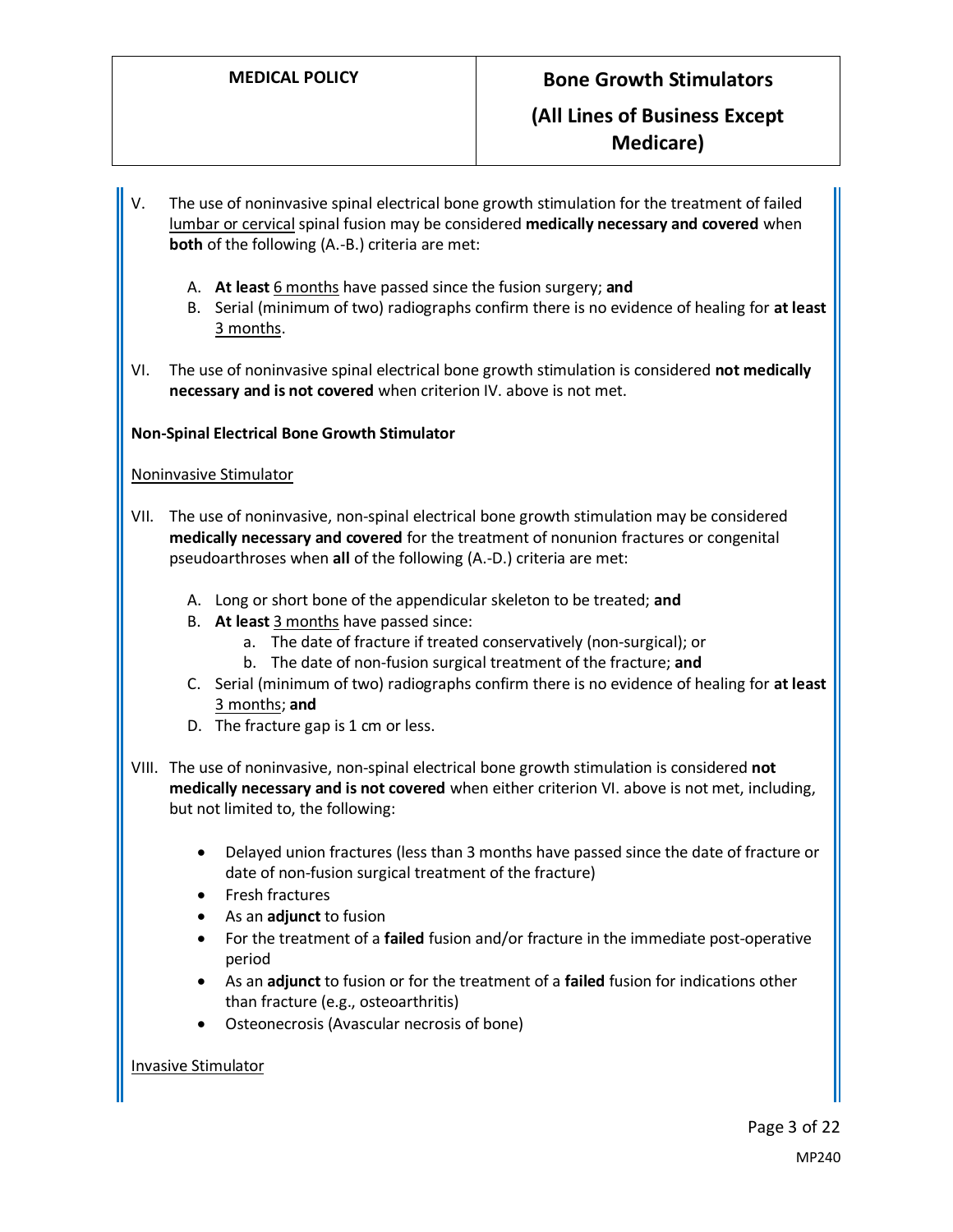V. The use of noninvasive spinal electrical bone growth stimulation for the treatment of failed <u>lumbar or cervical</u> spinal fusion may be considered **medically necessary and covered** when **both** of the following (A.-B.) criteria are met:

   A. **At least** <u>6 months</u> have passed since the fusion surgery; **and**
   B. Serial (minimum of two) radiographs confirm there is no evidence of healing for **at least** <u>3 months</u>.

VI. The use of noninvasive spinal electrical bone growth stimulation is considered **not medically necessary and is not covered** when criterion IV. above is not met.

**Non-Spinal Electrical Bone Growth Stimulator**

<u>Noninvasive Stimulator</u>

VII. The use of noninvasive, non-spinal electrical bone growth stimulation may be considered **medically necessary and covered** for the treatment of nonunion fractures or congenital pseudoarthroses when **all** of the following (A.-D.) criteria are met:

   A. Long or short bone of the appendicular skeleton to be treated; **and**
   B. **At least** <u>3 months</u> have passed since:
      a. The date of fracture if treated conservatively (non-surgical); or
      b. The date of non-fusion surgical treatment of the fracture; **and**
   C. Serial (minimum of two) radiographs confirm there is no evidence of healing for **at least** <u>3 months</u>; **and**
   D. The fracture gap is 1 cm or less.

VIII. The use of noninvasive, non-spinal electrical bone growth stimulation is considered **not medically necessary and is not covered** when either criterion VI. above is not met, including, but not limited to, the following:

   - Delayed union fractures (less than 3 months have passed since the date of fracture or date of non-fusion surgical treatment of the fracture)
   - Fresh fractures
   - As an **adjunct** to fusion
   - For the treatment of a **failed** fusion and/or fracture in the immediate post-operative period
   - As an **adjunct** to fusion or for the treatment of a **failed** fusion for indications other than fracture (e.g., osteoarthritis)
   - Osteonecrosis (Avascular necrosis of bone)

<u>Invasive Stimulator</u>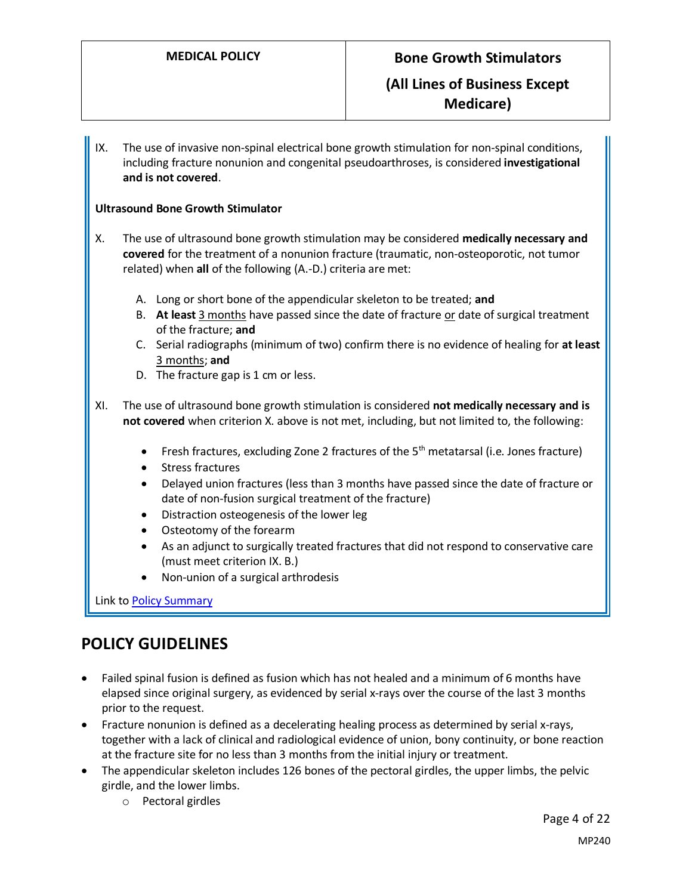IX. The use of invasive non-spinal electrical bone growth stimulation for non-spinal conditions, including fracture nonunion and congenital pseudoarthroses, is considered **investigational and is not covered**.

**Ultrasound Bone Growth Stimulator**

X. The use of ultrasound bone growth stimulation may be considered **medically necessary and covered** for the treatment of a nonunion fracture (traumatic, non-osteoporotic, not tumor related) when **all** of the following (A.-D.) criteria are met:

   A. Long or short bone of the appendicular skeleton to be treated; **and**
   B. **At least** 3 months have passed since the date of fracture or date of surgical treatment of the fracture; **and**
   C. Serial radiographs (minimum of two) confirm there is no evidence of healing for **at least** 3 months; **and**
   D. The fracture gap is 1 cm or less.

XI. The use of ultrasound bone growth stimulation is considered **not medically necessary and is not covered** when criterion X. above is not met, including, but not limited to, the following:

- Fresh fractures, excluding Zone 2 fractures of the 5th metatarsal (i.e. Jones fracture)
- Stress fractures
- Delayed union fractures (less than 3 months have passed since the date of fracture or date of non-fusion surgical treatment of the fracture)
- Distraction osteogenesis of the lower leg
- Osteotomy of the forearm
- As an adjunct to surgically treated fractures that did not respond to conservative care (must meet criterion IX. B.)
- Non-union of a surgical arthrodesis

Link to Policy Summary

## POLICY GUIDELINES

- Failed spinal fusion is defined as fusion which has not healed and a minimum of 6 months have elapsed since original surgery, as evidenced by serial x-rays over the course of the last 3 months prior to the request.
- Fracture nonunion is defined as a decelerating healing process as determined by serial x-rays, together with a lack of clinical and radiological evidence of union, bony continuity, or bone reaction at the fracture site for no less than 3 months from the initial injury or treatment.
- The appendicular skeleton includes 126 bones of the pectoral girdles, the upper limbs, the pelvic girdle, and the lower limbs.
  - Pectoral girdles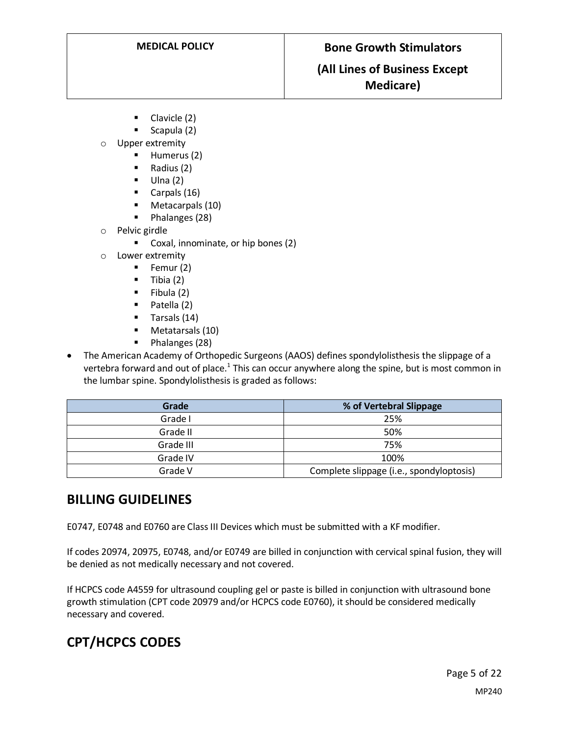- Clavicle (2)
        - Scapula (2)
    - Upper extremity
        - Humerus (2)
        - Radius (2)
        - Ulna (2)
        - Carpals (16)
        - Metacarpals (10)
        - Phalanges (28)
    - Pelvic girdle
        - Coxal, innominate, or hip bones (2)
    - Lower extremity
        - Femur (2)
        - Tibia (2)
        - Fibula (2)
        - Patella (2)
        - Tarsals (14)
        - Metatarsals (10)
        - Phalanges (28)
- The American Academy of Orthopedic Surgeons (AAOS) defines spondylolisthesis the slippage of a vertebra forward and out of place.[1] This can occur anywhere along the spine, but is most common in the lumbar spine. Spondylolisthesis is graded as follows:

| Grade | % of Vertebral Slippage |
|---|---|
| Grade I | 25% |
| Grade II | 50% |
| Grade III | 75% |
| Grade IV | 100% |
| Grade V | Complete slippage (i.e., spondyloptosis) |

## BILLING GUIDELINES

E0747, E0748 and E0760 are Class III Devices which must be submitted with a KF modifier.

If codes 20974, 20975, E0748, and/or E0749 are billed in conjunction with cervical spinal fusion, they will be denied as not medically necessary and not covered.

If HCPCS code A4559 for ultrasound coupling gel or paste is billed in conjunction with ultrasound bone growth stimulation (CPT code 20979 and/or HCPCS code E0760), it should be considered medically necessary and covered.

## CPT/HCPCS CODES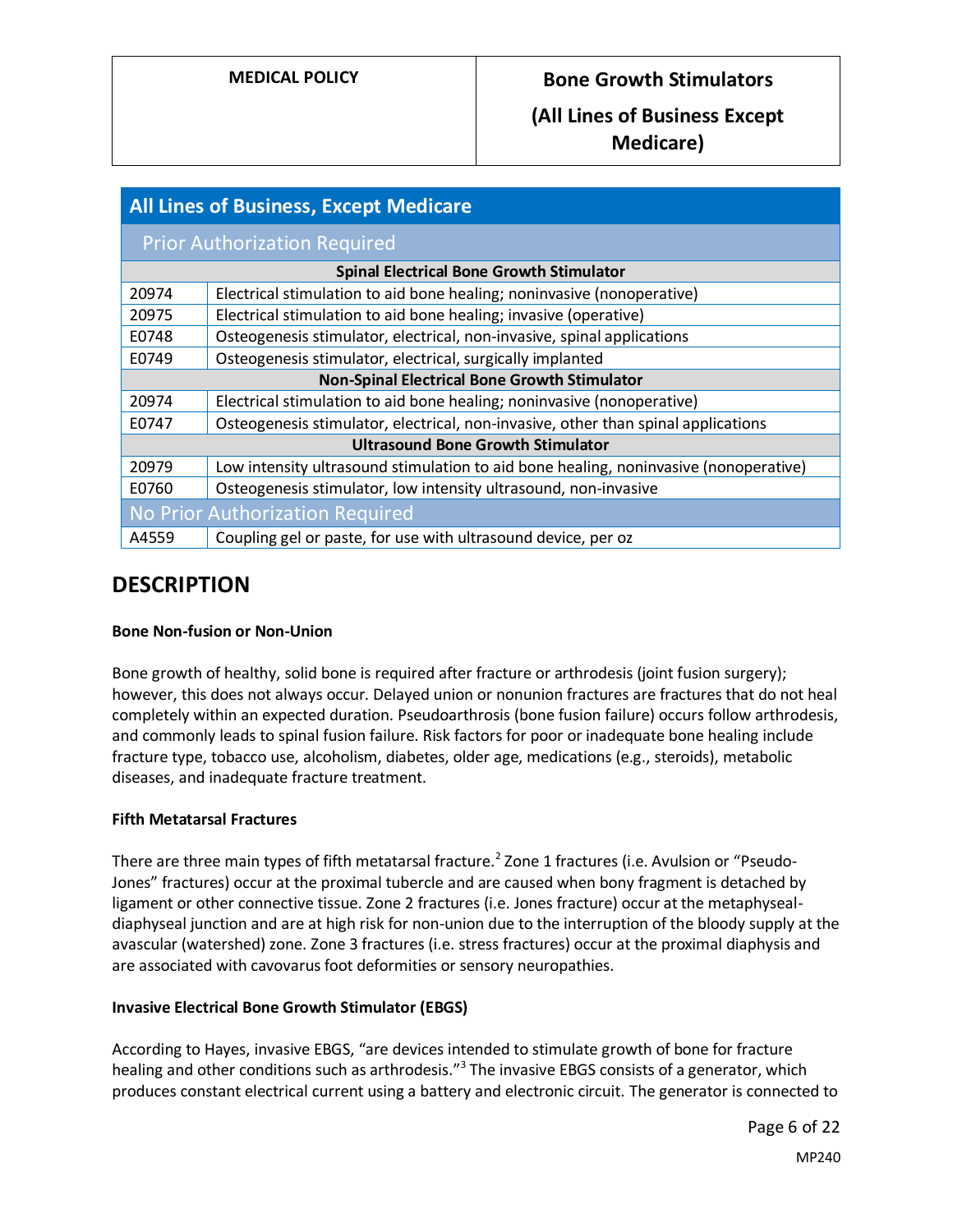## All Lines of Business, Except Medicare

| Prior Authorization Required | |
|---|---|
| **Spinal Electrical Bone Growth Stimulator** | |
| 20974 | Electrical stimulation to aid bone healing; noninvasive (nonoperative) |
| 20975 | Electrical stimulation to aid bone healing; invasive (operative) |
| E0748 | Osteogenesis stimulator, electrical, non-invasive, spinal applications |
| E0749 | Osteogenesis stimulator, electrical, surgically implanted |
| **Non-Spinal Electrical Bone Growth Stimulator** | |
| 20974 | Electrical stimulation to aid bone healing; noninvasive (nonoperative) |
| E0747 | Osteogenesis stimulator, electrical, non-invasive, other than spinal applications |
| **Ultrasound Bone Growth Stimulator** | |
| 20979 | Low intensity ultrasound stimulation to aid bone healing, noninvasive (nonoperative) |
| E0760 | Osteogenesis stimulator, low intensity ultrasound, non-invasive |
| **No Prior Authorization Required** | |
| A4559 | Coupling gel or paste, for use with ultrasound device, per oz |

# DESCRIPTION

**Bone Non-fusion or Non-Union**

Bone growth of healthy, solid bone is required after fracture or arthrodesis (joint fusion surgery); however, this does not always occur. Delayed union or nonunion fractures are fractures that do not heal completely within an expected duration. Pseudoarthrosis (bone fusion failure) occurs follow arthrodesis, and commonly leads to spinal fusion failure. Risk factors for poor or inadequate bone healing include fracture type, tobacco use, alcoholism, diabetes, older age, medications (e.g., steroids), metabolic diseases, and inadequate fracture treatment.

**Fifth Metatarsal Fractures**

There are three main types of fifth metatarsal fracture.[2] Zone 1 fractures (i.e. Avulsion or "Pseudo-Jones" fractures) occur at the proximal tubercle and are caused when bony fragment is detached by ligament or other connective tissue. Zone 2 fractures (i.e. Jones fracture) occur at the metaphyseal-diaphyseal junction and are at high risk for non-union due to the interruption of the bloody supply at the avascular (watershed) zone. Zone 3 fractures (i.e. stress fractures) occur at the proximal diaphysis and are associated with cavovarus foot deformities or sensory neuropathies.

**Invasive Electrical Bone Growth Stimulator (EBGS)**

According to Hayes, invasive EBGS, "are devices intended to stimulate growth of bone for fracture healing and other conditions such as arthrodesis."[3] The invasive EBGS consists of a generator, which produces constant electrical current using a battery and electronic circuit. The generator is connected to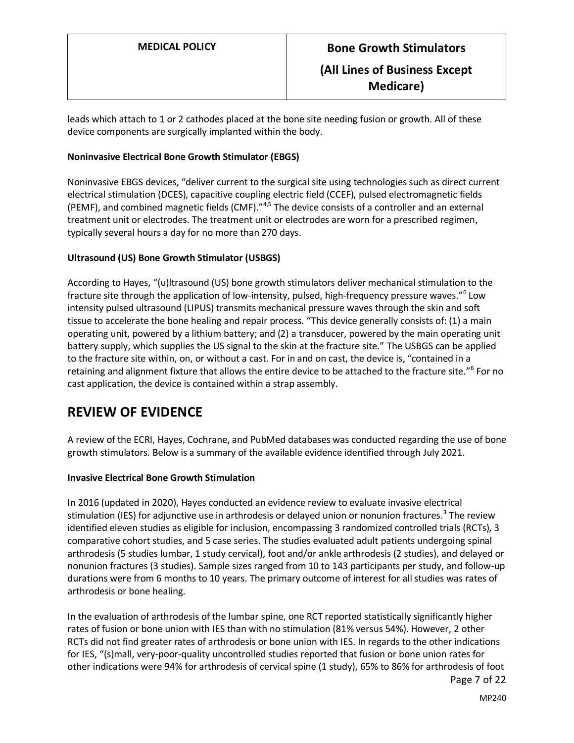leads which attach to 1 or 2 cathodes placed at the bone site needing fusion or growth. All of these device components are surgically implanted within the body.

**Noninvasive Electrical Bone Growth Stimulator (EBGS)**

Noninvasive EBGS devices, "deliver current to the surgical site using technologies such as direct current electrical stimulation (DCES), capacitive coupling electric field (CCEF), pulsed electromagnetic fields (PEMF), and combined magnetic fields (CMF)."[4,5] The device consists of a controller and an external treatment unit or electrodes. The treatment unit or electrodes are worn for a prescribed regimen, typically several hours a day for no more than 270 days.

**Ultrasound (US) Bone Growth Stimulator (USBGS)**

According to Hayes, "(u)ltrasound (US) bone growth stimulators deliver mechanical stimulation to the fracture site through the application of low-intensity, pulsed, high-frequency pressure waves."[6] Low intensity pulsed ultrasound (LIPUS) transmits mechanical pressure waves through the skin and soft tissue to accelerate the bone healing and repair process. "This device generally consists of: (1) a main operating unit, powered by a lithium battery; and (2) a transducer, powered by the main operating unit battery supply, which supplies the US signal to the skin at the fracture site." The USBGS can be applied to the fracture site within, on, or without a cast. For in and on cast, the device is, "contained in a retaining and alignment fixture that allows the entire device to be attached to the fracture site."[6] For no cast application, the device is contained within a strap assembly.

## REVIEW OF EVIDENCE

A review of the ECRI, Hayes, Cochrane, and PubMed databases was conducted regarding the use of bone growth stimulators. Below is a summary of the available evidence identified through July 2021.

**Invasive Electrical Bone Growth Stimulation**

In 2016 (updated in 2020), Hayes conducted an evidence review to evaluate invasive electrical stimulation (IES) for adjunctive use in arthrodesis or delayed union or nonunion fractures.[3] The review identified eleven studies as eligible for inclusion, encompassing 3 randomized controlled trials (RCTs), 3 comparative cohort studies, and 5 case series. The studies evaluated adult patients undergoing spinal arthrodesis (5 studies lumbar, 1 study cervical), foot and/or ankle arthrodesis (2 studies), and delayed or nonunion fractures (3 studies). Sample sizes ranged from 10 to 143 participants per study, and follow-up durations were from 6 months to 10 years. The primary outcome of interest for all studies was rates of arthrodesis or bone healing.

In the evaluation of arthrodesis of the lumbar spine, one RCT reported statistically significantly higher rates of fusion or bone union with IES than with no stimulation (81% versus 54%). However, 2 other RCTs did not find greater rates of arthrodesis or bone union with IES. In regards to the other indications for IES, "(s)mall, very-poor-quality uncontrolled studies reported that fusion or bone union rates for other indications were 94% for arthrodesis of cervical spine (1 study), 65% to 86% for arthrodesis of foot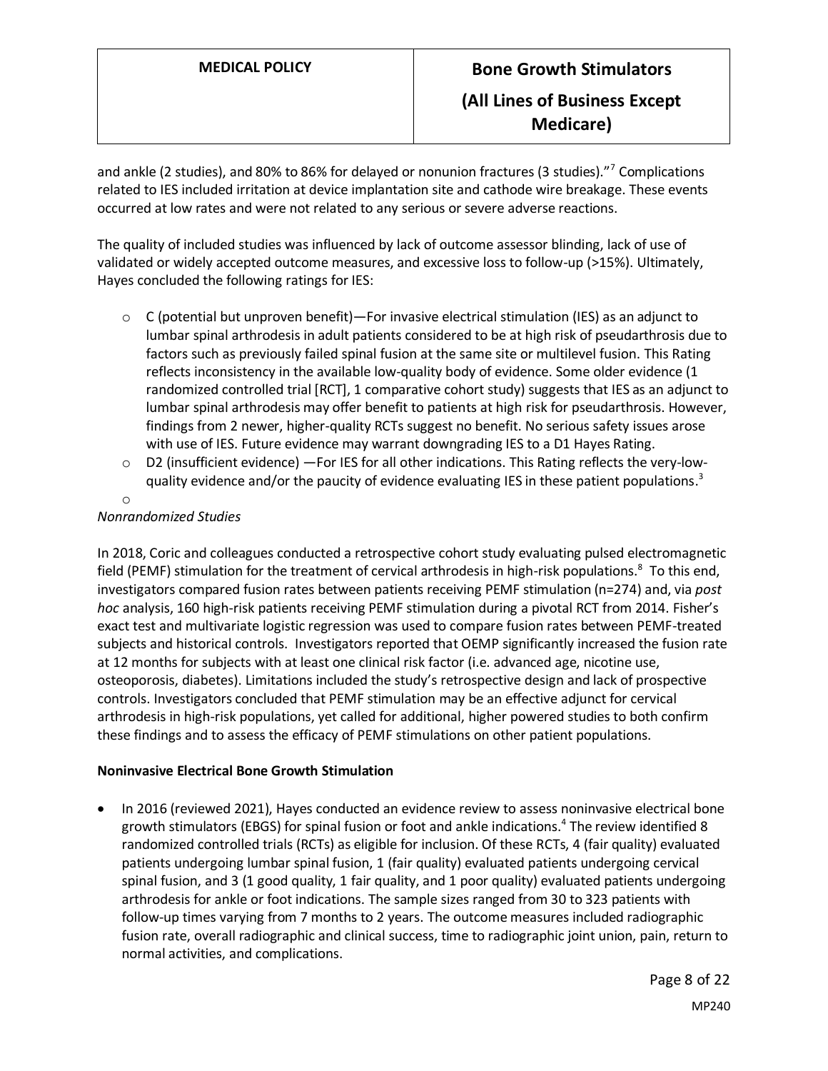and ankle (2 studies), and 80% to 86% for delayed or nonunion fractures (3 studies)."[7] Complications related to IES included irritation at device implantation site and cathode wire breakage. These events occurred at low rates and were not related to any serious or severe adverse reactions.

The quality of included studies was influenced by lack of outcome assessor blinding, lack of use of validated or widely accepted outcome measures, and excessive loss to follow-up (>15%). Ultimately, Hayes concluded the following ratings for IES:

- C (potential but unproven benefit)—For invasive electrical stimulation (IES) as an adjunct to lumbar spinal arthrodesis in adult patients considered to be at high risk of pseudarthrosis due to factors such as previously failed spinal fusion at the same site or multilevel fusion. This Rating reflects inconsistency in the available low-quality body of evidence. Some older evidence (1 randomized controlled trial [RCT], 1 comparative cohort study) suggests that IES as an adjunct to lumbar spinal arthrodesis may offer benefit to patients at high risk for pseudarthrosis. However, findings from 2 newer, higher-quality RCTs suggest no benefit. No serious safety issues arose with use of IES. Future evidence may warrant downgrading IES to a D1 Hayes Rating.
- D2 (insufficient evidence) —For IES for all other indications. This Rating reflects the very-low-quality evidence and/or the paucity of evidence evaluating IES in these patient populations.[3]

*Nonrandomized Studies*

In 2018, Coric and colleagues conducted a retrospective cohort study evaluating pulsed electromagnetic field (PEMF) stimulation for the treatment of cervical arthrodesis in high-risk populations.[8] To this end, investigators compared fusion rates between patients receiving PEMF stimulation (n=274) and, via *post hoc* analysis, 160 high-risk patients receiving PEMF stimulation during a pivotal RCT from 2014. Fisher's exact test and multivariate logistic regression was used to compare fusion rates between PEMF-treated subjects and historical controls. Investigators reported that OEMP significantly increased the fusion rate at 12 months for subjects with at least one clinical risk factor (i.e. advanced age, nicotine use, osteoporosis, diabetes). Limitations included the study's retrospective design and lack of prospective controls. Investigators concluded that PEMF stimulation may be an effective adjunct for cervical arthrodesis in high-risk populations, yet called for additional, higher powered studies to both confirm these findings and to assess the efficacy of PEMF stimulations on other patient populations.

**Noninvasive Electrical Bone Growth Stimulation**

- In 2016 (reviewed 2021), Hayes conducted an evidence review to assess noninvasive electrical bone growth stimulators (EBGS) for spinal fusion or foot and ankle indications.[4] The review identified 8 randomized controlled trials (RCTs) as eligible for inclusion. Of these RCTs, 4 (fair quality) evaluated patients undergoing lumbar spinal fusion, 1 (fair quality) evaluated patients undergoing cervical spinal fusion, and 3 (1 good quality, 1 fair quality, and 1 poor quality) evaluated patients undergoing arthrodesis for ankle or foot indications. The sample sizes ranged from 30 to 323 patients with follow-up times varying from 7 months to 2 years. The outcome measures included radiographic fusion rate, overall radiographic and clinical success, time to radiographic joint union, pain, return to normal activities, and complications.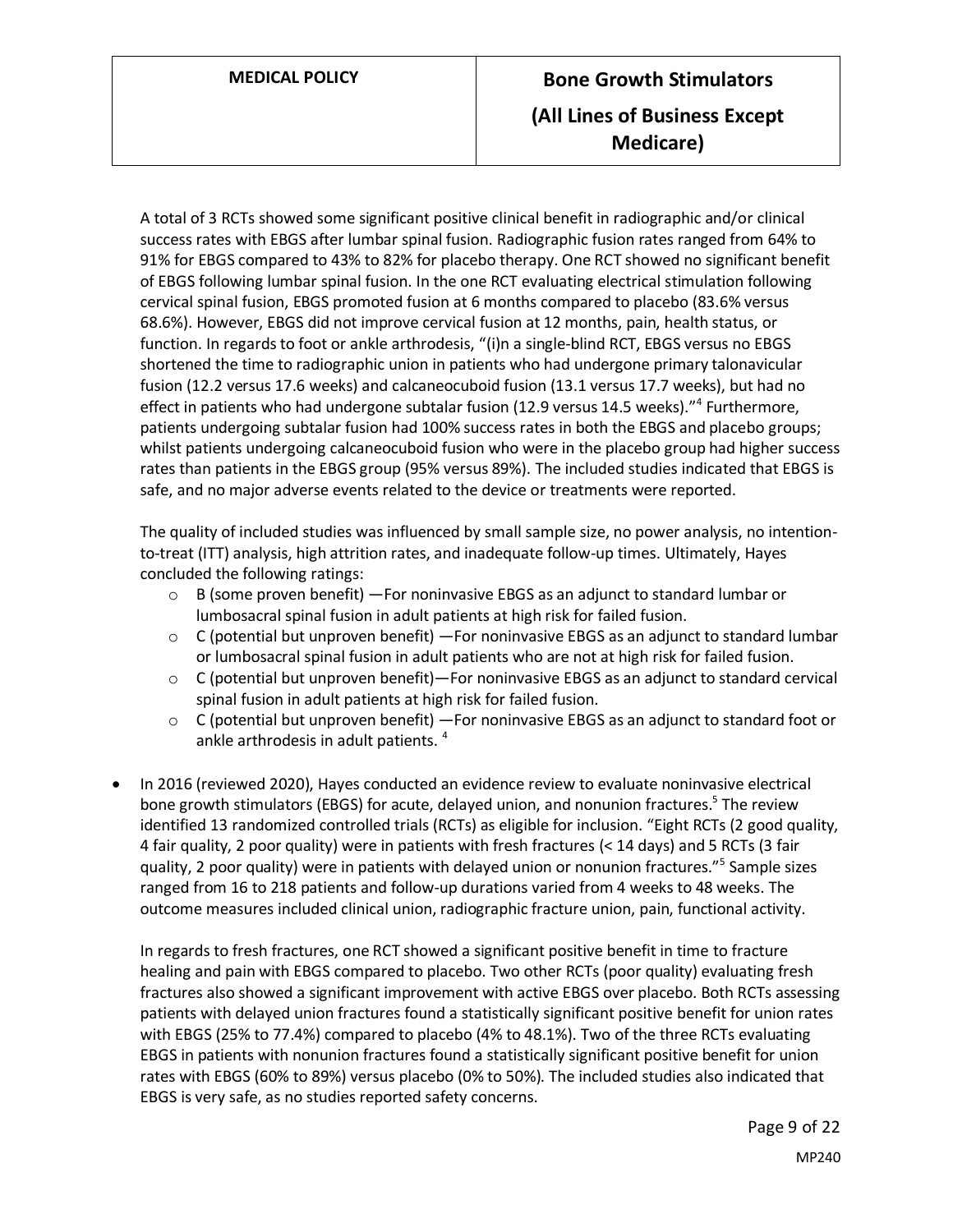A total of 3 RCTs showed some significant positive clinical benefit in radiographic and/or clinical success rates with EBGS after lumbar spinal fusion. Radiographic fusion rates ranged from 64% to 91% for EBGS compared to 43% to 82% for placebo therapy. One RCT showed no significant benefit of EBGS following lumbar spinal fusion. In the one RCT evaluating electrical stimulation following cervical spinal fusion, EBGS promoted fusion at 6 months compared to placebo (83.6% versus 68.6%). However, EBGS did not improve cervical fusion at 12 months, pain, health status, or function. In regards to foot or ankle arthrodesis, "(i)n a single-blind RCT, EBGS versus no EBGS shortened the time to radiographic union in patients who had undergone primary talonavicular fusion (12.2 versus 17.6 weeks) and calcaneocuboid fusion (13.1 versus 17.7 weeks), but had no effect in patients who had undergone subtalar fusion (12.9 versus 14.5 weeks)."[4] Furthermore, patients undergoing subtalar fusion had 100% success rates in both the EBGS and placebo groups; whilst patients undergoing calcaneocuboid fusion who were in the placebo group had higher success rates than patients in the EBGS group (95% versus 89%). The included studies indicated that EBGS is safe, and no major adverse events related to the device or treatments were reported.

The quality of included studies was influenced by small sample size, no power analysis, no intention-to-treat (ITT) analysis, high attrition rates, and inadequate follow-up times. Ultimately, Hayes concluded the following ratings:

- B (some proven benefit) —For noninvasive EBGS as an adjunct to standard lumbar or lumbosacral spinal fusion in adult patients at high risk for failed fusion.
- C (potential but unproven benefit) —For noninvasive EBGS as an adjunct to standard lumbar or lumbosacral spinal fusion in adult patients who are not at high risk for failed fusion.
- C (potential but unproven benefit)—For noninvasive EBGS as an adjunct to standard cervical spinal fusion in adult patients at high risk for failed fusion.
- C (potential but unproven benefit) —For noninvasive EBGS as an adjunct to standard foot or ankle arthrodesis in adult patients. [4]

- In 2016 (reviewed 2020), Hayes conducted an evidence review to evaluate noninvasive electrical bone growth stimulators (EBGS) for acute, delayed union, and nonunion fractures.[5] The review identified 13 randomized controlled trials (RCTs) as eligible for inclusion. "Eight RCTs (2 good quality, 4 fair quality, 2 poor quality) were in patients with fresh fractures (< 14 days) and 5 RCTs (3 fair quality, 2 poor quality) were in patients with delayed union or nonunion fractures."[5] Sample sizes ranged from 16 to 218 patients and follow-up durations varied from 4 weeks to 48 weeks. The outcome measures included clinical union, radiographic fracture union, pain, functional activity.

  In regards to fresh fractures, one RCT showed a significant positive benefit in time to fracture healing and pain with EBGS compared to placebo. Two other RCTs (poor quality) evaluating fresh fractures also showed a significant improvement with active EBGS over placebo. Both RCTs assessing patients with delayed union fractures found a statistically significant positive benefit for union rates with EBGS (25% to 77.4%) compared to placebo (4% to 48.1%). Two of the three RCTs evaluating EBGS in patients with nonunion fractures found a statistically significant positive benefit for union rates with EBGS (60% to 89%) versus placebo (0% to 50%). The included studies also indicated that EBGS is very safe, as no studies reported safety concerns.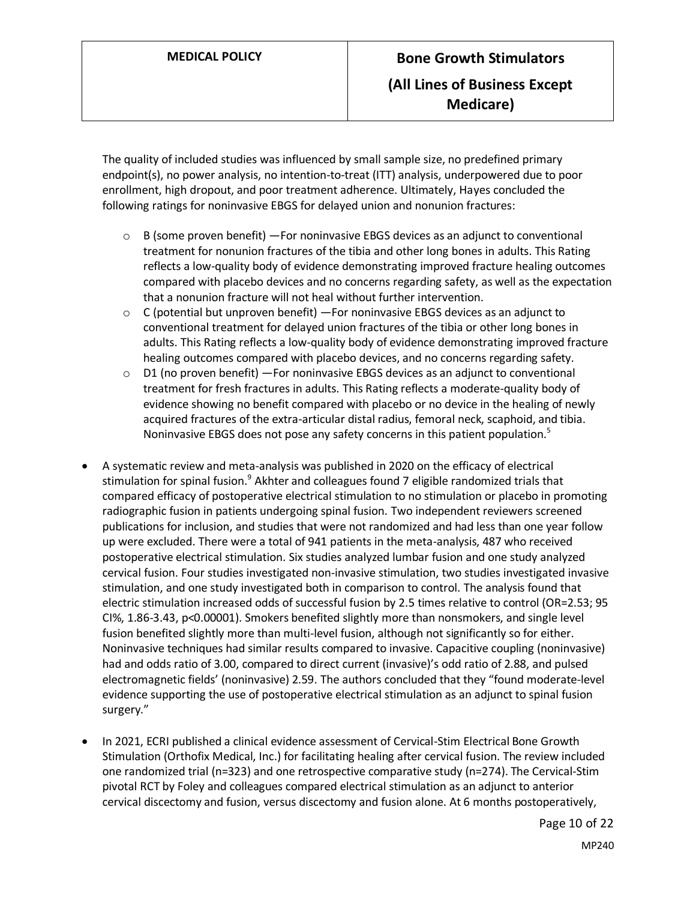The quality of included studies was influenced by small sample size, no predefined primary endpoint(s), no power analysis, no intention-to-treat (ITT) analysis, underpowered due to poor enrollment, high dropout, and poor treatment adherence. Ultimately, Hayes concluded the following ratings for noninvasive EBGS for delayed union and nonunion fractures:

- B (some proven benefit) —For noninvasive EBGS devices as an adjunct to conventional treatment for nonunion fractures of the tibia and other long bones in adults. This Rating reflects a low-quality body of evidence demonstrating improved fracture healing outcomes compared with placebo devices and no concerns regarding safety, as well as the expectation that a nonunion fracture will not heal without further intervention.
- C (potential but unproven benefit) —For noninvasive EBGS devices as an adjunct to conventional treatment for delayed union fractures of the tibia or other long bones in adults. This Rating reflects a low-quality body of evidence demonstrating improved fracture healing outcomes compared with placebo devices, and no concerns regarding safety.
- D1 (no proven benefit) —For noninvasive EBGS devices as an adjunct to conventional treatment for fresh fractures in adults. This Rating reflects a moderate-quality body of evidence showing no benefit compared with placebo or no device in the healing of newly acquired fractures of the extra-articular distal radius, femoral neck, scaphoid, and tibia. Noninvasive EBGS does not pose any safety concerns in this patient population.[5]

- A systematic review and meta-analysis was published in 2020 on the efficacy of electrical stimulation for spinal fusion.[9] Akhter and colleagues found 7 eligible randomized trials that compared efficacy of postoperative electrical stimulation to no stimulation or placebo in promoting radiographic fusion in patients undergoing spinal fusion. Two independent reviewers screened publications for inclusion, and studies that were not randomized and had less than one year follow up were excluded. There were a total of 941 patients in the meta-analysis, 487 who received postoperative electrical stimulation. Six studies analyzed lumbar fusion and one study analyzed cervical fusion. Four studies investigated non-invasive stimulation, two studies investigated invasive stimulation, and one study investigated both in comparison to control. The analysis found that electric stimulation increased odds of successful fusion by 2.5 times relative to control (OR=2.53; 95 CI%, 1.86-3.43, p<0.00001). Smokers benefited slightly more than nonsmokers, and single level fusion benefited slightly more than multi-level fusion, although not significantly so for either. Noninvasive techniques had similar results compared to invasive. Capacitive coupling (noninvasive) had and odds ratio of 3.00, compared to direct current (invasive)'s odd ratio of 2.88, and pulsed electromagnetic fields' (noninvasive) 2.59. The authors concluded that they "found moderate-level evidence supporting the use of postoperative electrical stimulation as an adjunct to spinal fusion surgery."

- In 2021, ECRI published a clinical evidence assessment of Cervical-Stim Electrical Bone Growth Stimulation (Orthofix Medical, Inc.) for facilitating healing after cervical fusion. The review included one randomized trial (n=323) and one retrospective comparative study (n=274). The Cervical-Stim pivotal RCT by Foley and colleagues compared electrical stimulation as an adjunct to anterior cervical discectomy and fusion, versus discectomy and fusion alone. At 6 months postoperatively,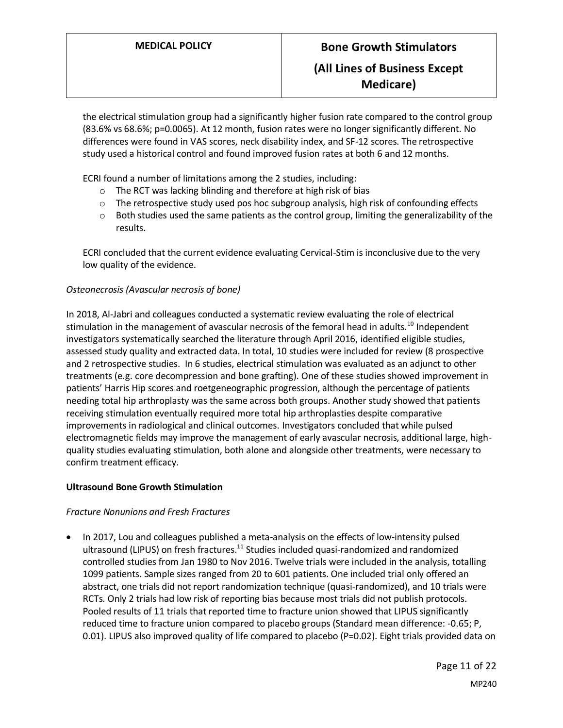the electrical stimulation group had a significantly higher fusion rate compared to the control group (83.6% vs 68.6%; p=0.0065). At 12 month, fusion rates were no longer significantly different. No differences were found in VAS scores, neck disability index, and SF-12 scores. The retrospective study used a historical control and found improved fusion rates at both 6 and 12 months.

ECRI found a number of limitations among the 2 studies, including:

- The RCT was lacking blinding and therefore at high risk of bias
- The retrospective study used pos hoc subgroup analysis, high risk of confounding effects
- Both studies used the same patients as the control group, limiting the generalizability of the results.

ECRI concluded that the current evidence evaluating Cervical-Stim is inconclusive due to the very low quality of the evidence.

*Osteonecrosis (Avascular necrosis of bone)*

In 2018, Al-Jabri and colleagues conducted a systematic review evaluating the role of electrical stimulation in the management of avascular necrosis of the femoral head in adults.[10] Independent investigators systematically searched the literature through April 2016, identified eligible studies, assessed study quality and extracted data. In total, 10 studies were included for review (8 prospective and 2 retrospective studies. In 6 studies, electrical stimulation was evaluated as an adjunct to other treatments (e.g. core decompression and bone grafting). One of these studies showed improvement in patients' Harris Hip scores and roetgeneographic progression, although the percentage of patients needing total hip arthroplasty was the same across both groups. Another study showed that patients receiving stimulation eventually required more total hip arthroplasties despite comparative improvements in radiological and clinical outcomes. Investigators concluded that while pulsed electromagnetic fields may improve the management of early avascular necrosis, additional large, high-quality studies evaluating stimulation, both alone and alongside other treatments, were necessary to confirm treatment efficacy.

**Ultrasound Bone Growth Stimulation**

*Fracture Nonunions and Fresh Fractures*

- In 2017, Lou and colleagues published a meta-analysis on the effects of low-intensity pulsed ultrasound (LIPUS) on fresh fractures.[11] Studies included quasi-randomized and randomized controlled studies from Jan 1980 to Nov 2016. Twelve trials were included in the analysis, totalling 1099 patients. Sample sizes ranged from 20 to 601 patients. One included trial only offered an abstract, one trials did not report randomization technique (quasi-randomized), and 10 trials were RCTs. Only 2 trials had low risk of reporting bias because most trials did not publish protocols. Pooled results of 11 trials that reported time to fracture union showed that LIPUS significantly reduced time to fracture union compared to placebo groups (Standard mean difference: -0.65; P, 0.01). LIPUS also improved quality of life compared to placebo (P=0.02). Eight trials provided data on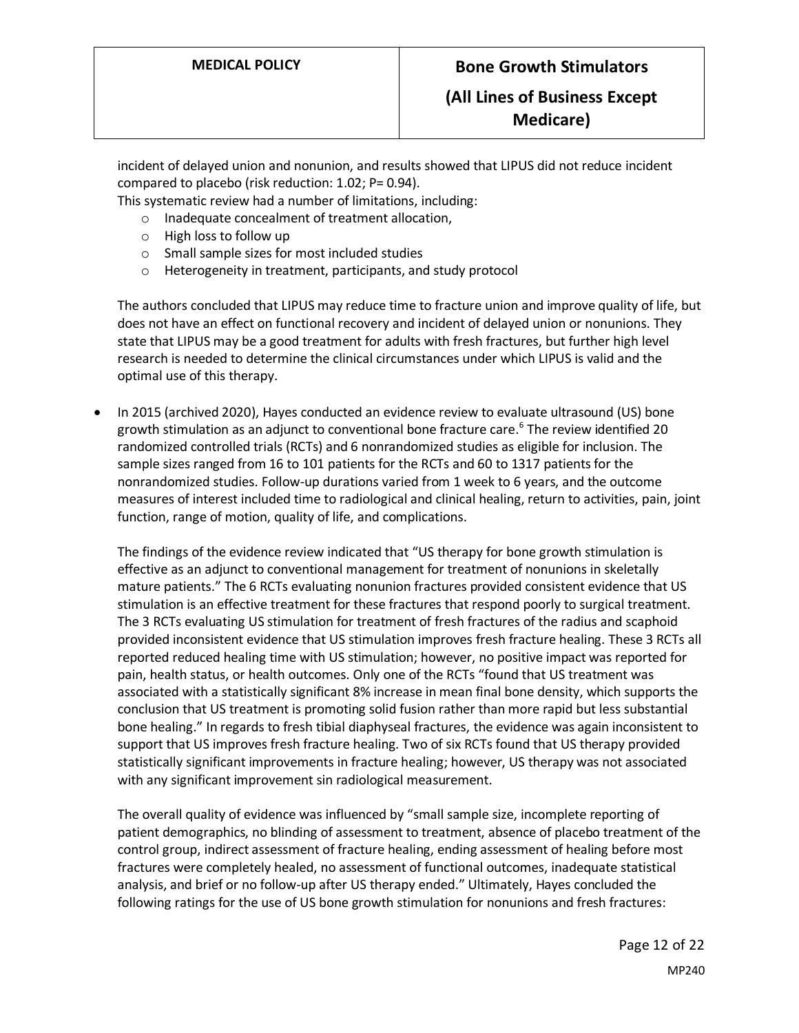incident of delayed union and nonunion, and results showed that LIPUS did not reduce incident compared to placebo (risk reduction: 1.02; P= 0.94).

This systematic review had a number of limitations, including:

- Inadequate concealment of treatment allocation,
- High loss to follow up
- Small sample sizes for most included studies
- Heterogeneity in treatment, participants, and study protocol

The authors concluded that LIPUS may reduce time to fracture union and improve quality of life, but does not have an effect on functional recovery and incident of delayed union or nonunions. They state that LIPUS may be a good treatment for adults with fresh fractures, but further high level research is needed to determine the clinical circumstances under which LIPUS is valid and the optimal use of this therapy.

- In 2015 (archived 2020), Hayes conducted an evidence review to evaluate ultrasound (US) bone growth stimulation as an adjunct to conventional bone fracture care.[6] The review identified 20 randomized controlled trials (RCTs) and 6 nonrandomized studies as eligible for inclusion. The sample sizes ranged from 16 to 101 patients for the RCTs and 60 to 1317 patients for the nonrandomized studies. Follow-up durations varied from 1 week to 6 years, and the outcome measures of interest included time to radiological and clinical healing, return to activities, pain, joint function, range of motion, quality of life, and complications.

  The findings of the evidence review indicated that "US therapy for bone growth stimulation is effective as an adjunct to conventional management for treatment of nonunions in skeletally mature patients." The 6 RCTs evaluating nonunion fractures provided consistent evidence that US stimulation is an effective treatment for these fractures that respond poorly to surgical treatment. The 3 RCTs evaluating US stimulation for treatment of fresh fractures of the radius and scaphoid provided inconsistent evidence that US stimulation improves fresh fracture healing. These 3 RCTs all reported reduced healing time with US stimulation; however, no positive impact was reported for pain, health status, or health outcomes. Only one of the RCTs "found that US treatment was associated with a statistically significant 8% increase in mean final bone density, which supports the conclusion that US treatment is promoting solid fusion rather than more rapid but less substantial bone healing." In regards to fresh tibial diaphyseal fractures, the evidence was again inconsistent to support that US improves fresh fracture healing. Two of six RCTs found that US therapy provided statistically significant improvements in fracture healing; however, US therapy was not associated with any significant improvement sin radiological measurement.

  The overall quality of evidence was influenced by "small sample size, incomplete reporting of patient demographics, no blinding of assessment to treatment, absence of placebo treatment of the control group, indirect assessment of fracture healing, ending assessment of healing before most fractures were completely healed, no assessment of functional outcomes, inadequate statistical analysis, and brief or no follow-up after US therapy ended." Ultimately, Hayes concluded the following ratings for the use of US bone growth stimulation for nonunions and fresh fractures: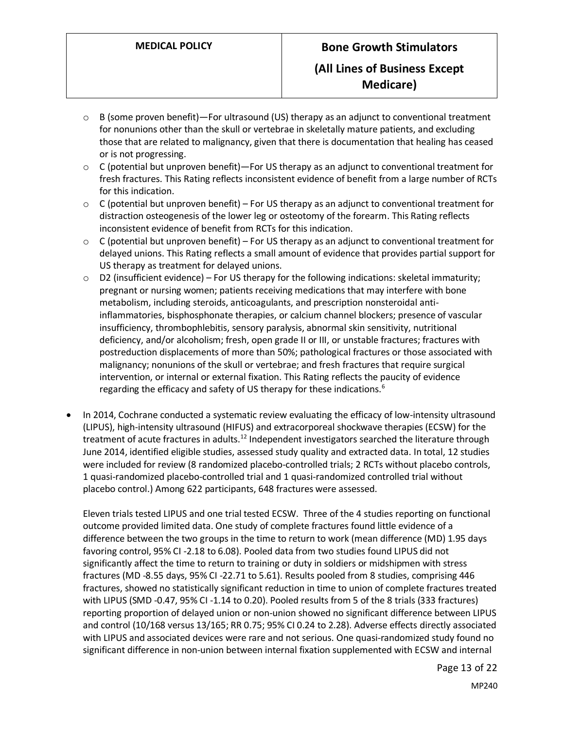- B (some proven benefit)—For ultrasound (US) therapy as an adjunct to conventional treatment for nonunions other than the skull or vertebrae in skeletally mature patients, and excluding those that are related to malignancy, given that there is documentation that healing has ceased or is not progressing.
- C (potential but unproven benefit)—For US therapy as an adjunct to conventional treatment for fresh fractures. This Rating reflects inconsistent evidence of benefit from a large number of RCTs for this indication.
- C (potential but unproven benefit) – For US therapy as an adjunct to conventional treatment for distraction osteogenesis of the lower leg or osteotomy of the forearm. This Rating reflects inconsistent evidence of benefit from RCTs for this indication.
- C (potential but unproven benefit) – For US therapy as an adjunct to conventional treatment for delayed unions. This Rating reflects a small amount of evidence that provides partial support for US therapy as treatment for delayed unions.
- D2 (insufficient evidence) – For US therapy for the following indications: skeletal immaturity; pregnant or nursing women; patients receiving medications that may interfere with bone metabolism, including steroids, anticoagulants, and prescription nonsteroidal anti-inflammatories, bisphosphonate therapies, or calcium channel blockers; presence of vascular insufficiency, thrombophlebitis, sensory paralysis, abnormal skin sensitivity, nutritional deficiency, and/or alcoholism; fresh, open grade II or III, or unstable fractures; fractures with postreduction displacements of more than 50%; pathological fractures or those associated with malignancy; nonunions of the skull or vertebrae; and fresh fractures that require surgical intervention, or internal or external fixation. This Rating reflects the paucity of evidence regarding the efficacy and safety of US therapy for these indications.[6]

- In 2014, Cochrane conducted a systematic review evaluating the efficacy of low-intensity ultrasound (LIPUS), high-intensity ultrasound (HIFUS) and extracorporeal shockwave therapies (ECSW) for the treatment of acute fractures in adults.[12] Independent investigators searched the literature through June 2014, identified eligible studies, assessed study quality and extracted data. In total, 12 studies were included for review (8 randomized placebo-controlled trials; 2 RCTs without placebo controls, 1 quasi-randomized placebo-controlled trial and 1 quasi-randomized controlled trial without placebo control.) Among 622 participants, 648 fractures were assessed.

  Eleven trials tested LIPUS and one trial tested ECSW. Three of the 4 studies reporting on functional outcome provided limited data. One study of complete fractures found little evidence of a difference between the two groups in the time to return to work (mean difference (MD) 1.95 days favoring control, 95% CI -2.18 to 6.08). Pooled data from two studies found LIPUS did not significantly affect the time to return to training or duty in soldiers or midshipmen with stress fractures (MD -8.55 days, 95% CI -22.71 to 5.61). Results pooled from 8 studies, comprising 446 fractures, showed no statistically significant reduction in time to union of complete fractures treated with LIPUS (SMD -0.47, 95% CI -1.14 to 0.20). Pooled results from 5 of the 8 trials (333 fractures) reporting proportion of delayed union or non-union showed no significant difference between LIPUS and control (10/168 versus 13/165; RR 0.75; 95% CI 0.24 to 2.28). Adverse effects directly associated with LIPUS and associated devices were rare and not serious. One quasi-randomized study found no significant difference in non-union between internal fixation supplemented with ECSW and internal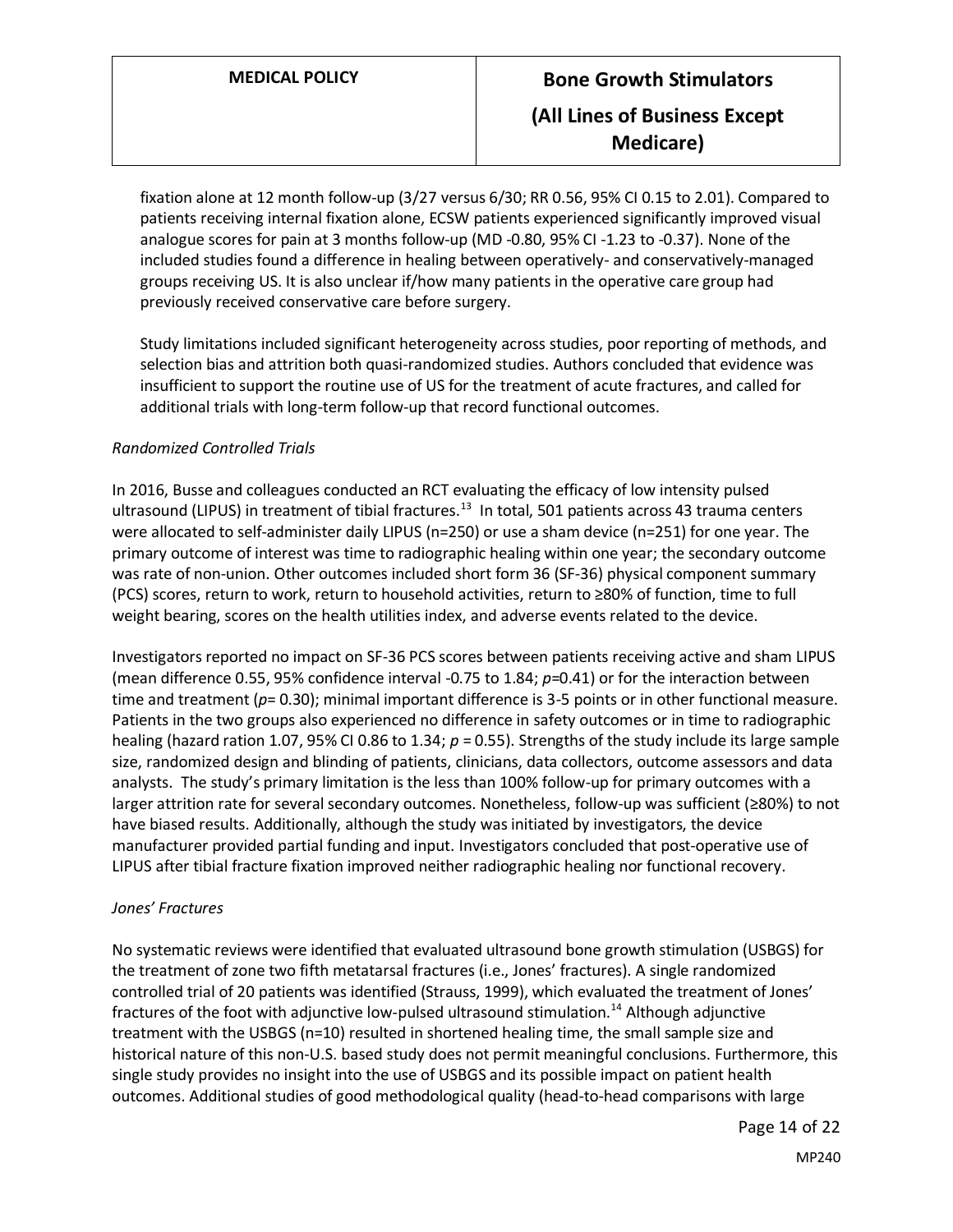fixation alone at 12 month follow-up (3/27 versus 6/30; RR 0.56, 95% CI 0.15 to 2.01). Compared to patients receiving internal fixation alone, ECSW patients experienced significantly improved visual analogue scores for pain at 3 months follow-up (MD -0.80, 95% CI -1.23 to -0.37). None of the included studies found a difference in healing between operatively- and conservatively-managed groups receiving US. It is also unclear if/how many patients in the operative care group had previously received conservative care before surgery.

Study limitations included significant heterogeneity across studies, poor reporting of methods, and selection bias and attrition both quasi-randomized studies. Authors concluded that evidence was insufficient to support the routine use of US for the treatment of acute fractures, and called for additional trials with long-term follow-up that record functional outcomes.

*Randomized Controlled Trials*

In 2016, Busse and colleagues conducted an RCT evaluating the efficacy of low intensity pulsed ultrasound (LIPUS) in treatment of tibial fractures.[13] In total, 501 patients across 43 trauma centers were allocated to self-administer daily LIPUS (n=250) or use a sham device (n=251) for one year. The primary outcome of interest was time to radiographic healing within one year; the secondary outcome was rate of non-union. Other outcomes included short form 36 (SF-36) physical component summary (PCS) scores, return to work, return to household activities, return to ≥80% of function, time to full weight bearing, scores on the health utilities index, and adverse events related to the device.

Investigators reported no impact on SF-36 PCS scores between patients receiving active and sham LIPUS (mean difference 0.55, 95% confidence interval -0.75 to 1.84; $p$=0.41) or for the interaction between time and treatment ($p$= 0.30); minimal important difference is 3-5 points or in other functional measure. Patients in the two groups also experienced no difference in safety outcomes or in time to radiographic healing (hazard ration 1.07, 95% CI 0.86 to 1.34; $p$ = 0.55). Strengths of the study include its large sample size, randomized design and blinding of patients, clinicians, data collectors, outcome assessors and data analysts. The study's primary limitation is the less than 100% follow-up for primary outcomes with a larger attrition rate for several secondary outcomes. Nonetheless, follow-up was sufficient (≥80%) to not have biased results. Additionally, although the study was initiated by investigators, the device manufacturer provided partial funding and input. Investigators concluded that post-operative use of LIPUS after tibial fracture fixation improved neither radiographic healing nor functional recovery.

*Jones' Fractures*

No systematic reviews were identified that evaluated ultrasound bone growth stimulation (USBGS) for the treatment of zone two fifth metatarsal fractures (i.e., Jones' fractures). A single randomized controlled trial of 20 patients was identified (Strauss, 1999), which evaluated the treatment of Jones' fractures of the foot with adjunctive low-pulsed ultrasound stimulation.[14] Although adjunctive treatment with the USBGS (n=10) resulted in shortened healing time, the small sample size and historical nature of this non-U.S. based study does not permit meaningful conclusions. Furthermore, this single study provides no insight into the use of USBGS and its possible impact on patient health outcomes. Additional studies of good methodological quality (head-to-head comparisons with large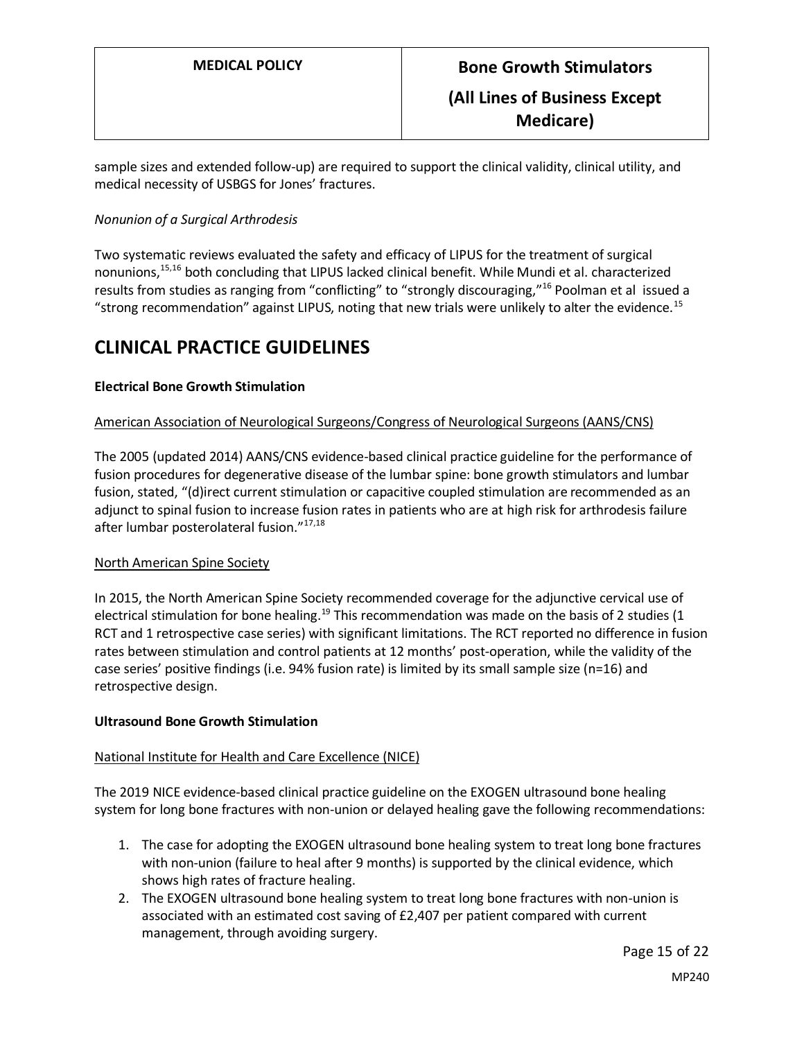sample sizes and extended follow-up) are required to support the clinical validity, clinical utility, and medical necessity of USBGS for Jones' fractures.

*Nonunion of a Surgical Arthrodesis*

Two systematic reviews evaluated the safety and efficacy of LIPUS for the treatment of surgical nonunions,[15,16] both concluding that LIPUS lacked clinical benefit. While Mundi et al. characterized results from studies as ranging from "conflicting" to "strongly discouraging,"[16] Poolman et al issued a "strong recommendation" against LIPUS, noting that new trials were unlikely to alter the evidence.[15]

# CLINICAL PRACTICE GUIDELINES

**Electrical Bone Growth Stimulation**

American Association of Neurological Surgeons/Congress of Neurological Surgeons (AANS/CNS)

The 2005 (updated 2014) AANS/CNS evidence-based clinical practice guideline for the performance of fusion procedures for degenerative disease of the lumbar spine: bone growth stimulators and lumbar fusion, stated, "(d)irect current stimulation or capacitive coupled stimulation are recommended as an adjunct to spinal fusion to increase fusion rates in patients who are at high risk for arthrodesis failure after lumbar posterolateral fusion."[17,18]

North American Spine Society

In 2015, the North American Spine Society recommended coverage for the adjunctive cervical use of electrical stimulation for bone healing.[19] This recommendation was made on the basis of 2 studies (1 RCT and 1 retrospective case series) with significant limitations. The RCT reported no difference in fusion rates between stimulation and control patients at 12 months' post-operation, while the validity of the case series' positive findings (i.e. 94% fusion rate) is limited by its small sample size (n=16) and retrospective design.

**Ultrasound Bone Growth Stimulation**

National Institute for Health and Care Excellence (NICE)

The 2019 NICE evidence-based clinical practice guideline on the EXOGEN ultrasound bone healing system for long bone fractures with non-union or delayed healing gave the following recommendations:

1. The case for adopting the EXOGEN ultrasound bone healing system to treat long bone fractures with non-union (failure to heal after 9 months) is supported by the clinical evidence, which shows high rates of fracture healing.
2. The EXOGEN ultrasound bone healing system to treat long bone fractures with non-union is associated with an estimated cost saving of £2,407 per patient compared with current management, through avoiding surgery.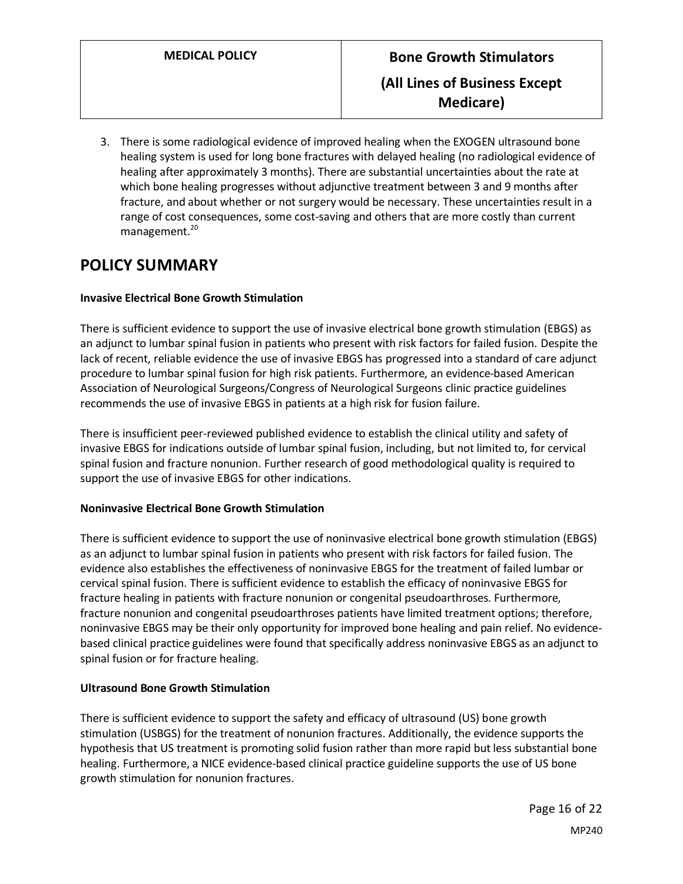3. There is some radiological evidence of improved healing when the EXOGEN ultrasound bone healing system is used for long bone fractures with delayed healing (no radiological evidence of healing after approximately 3 months). There are substantial uncertainties about the rate at which bone healing progresses without adjunctive treatment between 3 and 9 months after fracture, and about whether or not surgery would be necessary. These uncertainties result in a range of cost consequences, some cost-saving and others that are more costly than current management.[20]

## POLICY SUMMARY

**Invasive Electrical Bone Growth Stimulation**

There is sufficient evidence to support the use of invasive electrical bone growth stimulation (EBGS) as an adjunct to lumbar spinal fusion in patients who present with risk factors for failed fusion. Despite the lack of recent, reliable evidence the use of invasive EBGS has progressed into a standard of care adjunct procedure to lumbar spinal fusion for high risk patients. Furthermore, an evidence-based American Association of Neurological Surgeons/Congress of Neurological Surgeons clinic practice guidelines recommends the use of invasive EBGS in patients at a high risk for fusion failure.

There is insufficient peer-reviewed published evidence to establish the clinical utility and safety of invasive EBGS for indications outside of lumbar spinal fusion, including, but not limited to, for cervical spinal fusion and fracture nonunion. Further research of good methodological quality is required to support the use of invasive EBGS for other indications.

**Noninvasive Electrical Bone Growth Stimulation**

There is sufficient evidence to support the use of noninvasive electrical bone growth stimulation (EBGS) as an adjunct to lumbar spinal fusion in patients who present with risk factors for failed fusion. The evidence also establishes the effectiveness of noninvasive EBGS for the treatment of failed lumbar or cervical spinal fusion. There is sufficient evidence to establish the efficacy of noninvasive EBGS for fracture healing in patients with fracture nonunion or congenital pseudoarthroses. Furthermore, fracture nonunion and congenital pseudoarthroses patients have limited treatment options; therefore, noninvasive EBGS may be their only opportunity for improved bone healing and pain relief. No evidence-based clinical practice guidelines were found that specifically address noninvasive EBGS as an adjunct to spinal fusion or for fracture healing.

**Ultrasound Bone Growth Stimulation**

There is sufficient evidence to support the safety and efficacy of ultrasound (US) bone growth stimulation (USBGS) for the treatment of nonunion fractures. Additionally, the evidence supports the hypothesis that US treatment is promoting solid fusion rather than more rapid but less substantial bone healing. Furthermore, a NICE evidence-based clinical practice guideline supports the use of US bone growth stimulation for nonunion fractures.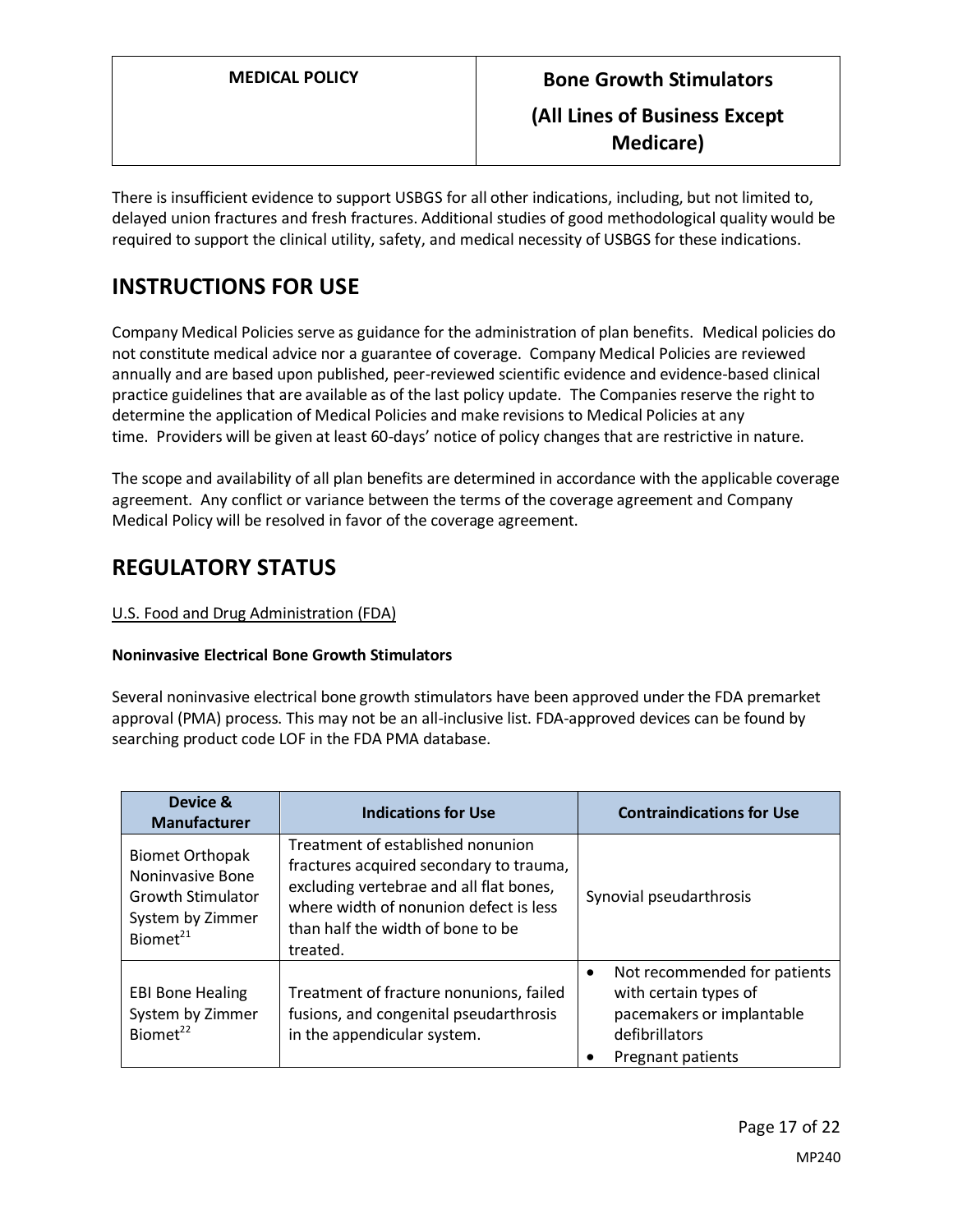There is insufficient evidence to support USBGS for all other indications, including, but not limited to, delayed union fractures and fresh fractures. Additional studies of good methodological quality would be required to support the clinical utility, safety, and medical necessity of USBGS for these indications.

# INSTRUCTIONS FOR USE

Company Medical Policies serve as guidance for the administration of plan benefits. Medical policies do not constitute medical advice nor a guarantee of coverage. Company Medical Policies are reviewed annually and are based upon published, peer-reviewed scientific evidence and evidence-based clinical practice guidelines that are available as of the last policy update. The Companies reserve the right to determine the application of Medical Policies and make revisions to Medical Policies at any time. Providers will be given at least 60-days' notice of policy changes that are restrictive in nature.

The scope and availability of all plan benefits are determined in accordance with the applicable coverage agreement. Any conflict or variance between the terms of the coverage agreement and Company Medical Policy will be resolved in favor of the coverage agreement.

# REGULATORY STATUS

U.S. Food and Drug Administration (FDA)

**Noninvasive Electrical Bone Growth Stimulators**

Several noninvasive electrical bone growth stimulators have been approved under the FDA premarket approval (PMA) process. This may not be an all-inclusive list. FDA-approved devices can be found by searching product code LOF in the FDA PMA database.

| Device & Manufacturer | Indications for Use | Contraindications for Use |
|---|---|---|
| Biomet Orthopak Noninvasive Bone Growth Stimulator System by Zimmer Biomet[21] | Treatment of established nonunion fractures acquired secondary to trauma, excluding vertebrae and all flat bones, where width of nonunion defect is less than half the width of bone to be treated. | Synovial pseudarthrosis |
| EBI Bone Healing System by Zimmer Biomet[22] | Treatment of fracture nonunions, failed fusions, and congenital pseudarthrosis in the appendicular system. | • Not recommended for patients with certain types of pacemakers or implantable defibrillators<br>• Pregnant patients |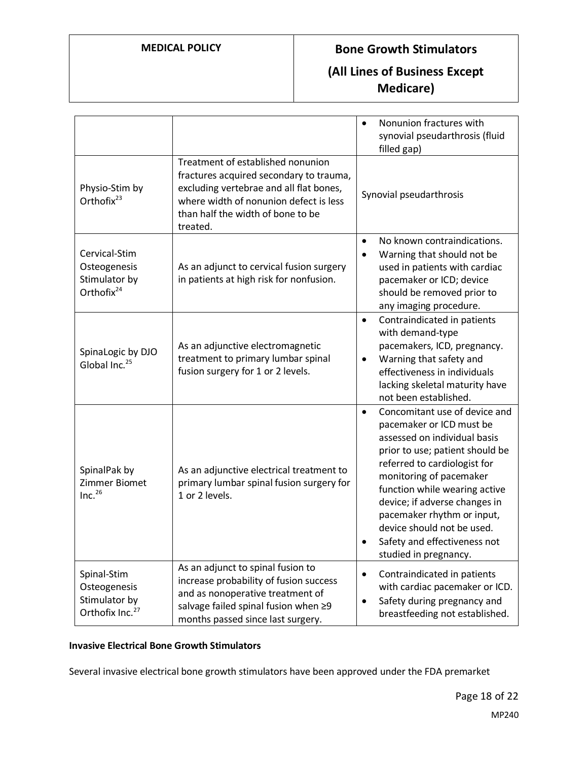| | | |
|---|---|---|
| | | • Nonunion fractures with synovial pseudarthrosis (fluid filled gap) |
| Physio-Stim by Orthofix[23] | Treatment of established nonunion fractures acquired secondary to trauma, excluding vertebrae and all flat bones, where width of nonunion defect is less than half the width of bone to be treated. | Synovial pseudarthrosis |
| Cervical-Stim Osteogenesis Stimulator by Orthofix[24] | As an adjunct to cervical fusion surgery in patients at high risk for nonfusion. | • No known contraindications.<br>• Warning that should not be used in patients with cardiac pacemaker or ICD; device should be removed prior to any imaging procedure. |
| SpinaLogic by DJO Global Inc.[25] | As an adjunctive electromagnetic treatment to primary lumbar spinal fusion surgery for 1 or 2 levels. | • Contraindicated in patients with demand-type pacemakers, ICD, pregnancy.<br>• Warning that safety and effectiveness in individuals lacking skeletal maturity have not been established. |
| SpinalPak by Zimmer Biomet Inc.[26] | As an adjunctive electrical treatment to primary lumbar spinal fusion surgery for 1 or 2 levels. | • Concomitant use of device and pacemaker or ICD must be assessed on individual basis prior to use; patient should be referred to cardiologist for monitoring of pacemaker function while wearing active device; if adverse changes in pacemaker rhythm or input, device should not be used.<br>• Safety and effectiveness not studied in pregnancy. |
| Spinal-Stim Osteogenesis Stimulator by Orthofix Inc.[27] | As an adjunct to spinal fusion to increase probability of fusion success and as nonoperative treatment of salvage failed spinal fusion when ≥9 months passed since last surgery. | • Contraindicated in patients with cardiac pacemaker or ICD.<br>• Safety during pregnancy and breastfeeding not established. |

**Invasive Electrical Bone Growth Stimulators**

Several invasive electrical bone growth stimulators have been approved under the FDA premarket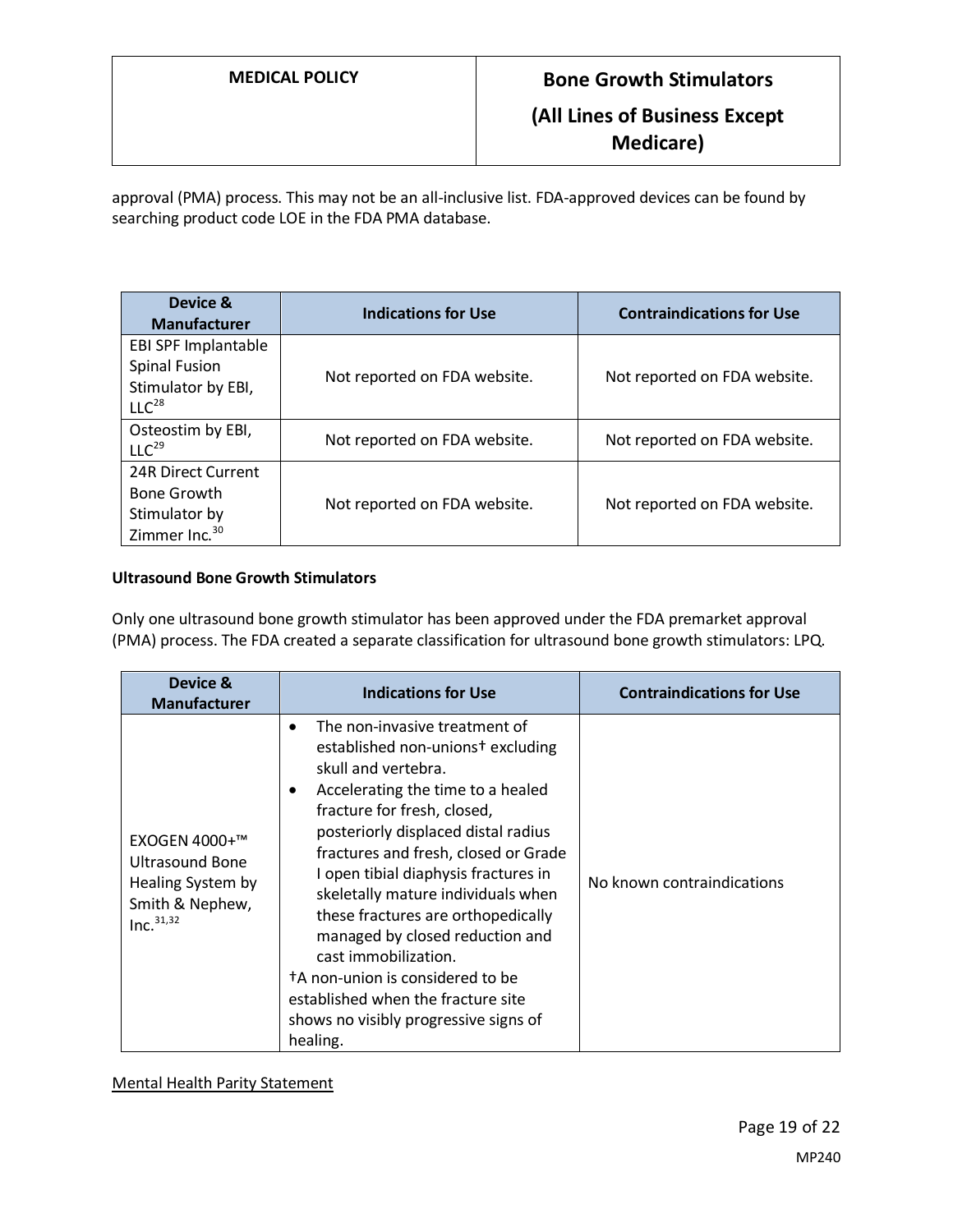approval (PMA) process. This may not be an all-inclusive list. FDA-approved devices can be found by searching product code LOE in the FDA PMA database.

| Device & Manufacturer | Indications for Use | Contraindications for Use |
| --- | --- | --- |
| EBI SPF Implantable Spinal Fusion Stimulator by EBI, LLC[28] | Not reported on FDA website. | Not reported on FDA website. |
| Osteostim by EBI, LLC[29] | Not reported on FDA website. | Not reported on FDA website. |
| 24R Direct Current Bone Growth Stimulator by Zimmer Inc.[30] | Not reported on FDA website. | Not reported on FDA website. |

**Ultrasound Bone Growth Stimulators**

Only one ultrasound bone growth stimulator has been approved under the FDA premarket approval (PMA) process. The FDA created a separate classification for ultrasound bone growth stimulators: LPQ.

| Device & Manufacturer | Indications for Use | Contraindications for Use |
| --- | --- | --- |
| EXOGEN 4000+™ Ultrasound Bone Healing System by Smith & Nephew, Inc.[31,32] | • The non-invasive treatment of established non-unions† excluding skull and vertebra.<br>• Accelerating the time to a healed fracture for fresh, closed, posteriorly displaced distal radius fractures and fresh, closed or Grade I open tibial diaphysis fractures in skeletally mature individuals when these fractures are orthopedically managed by closed reduction and cast immobilization.<br>†A non-union is considered to be established when the fracture site shows no visibly progressive signs of healing. | No known contraindications |

Mental Health Parity Statement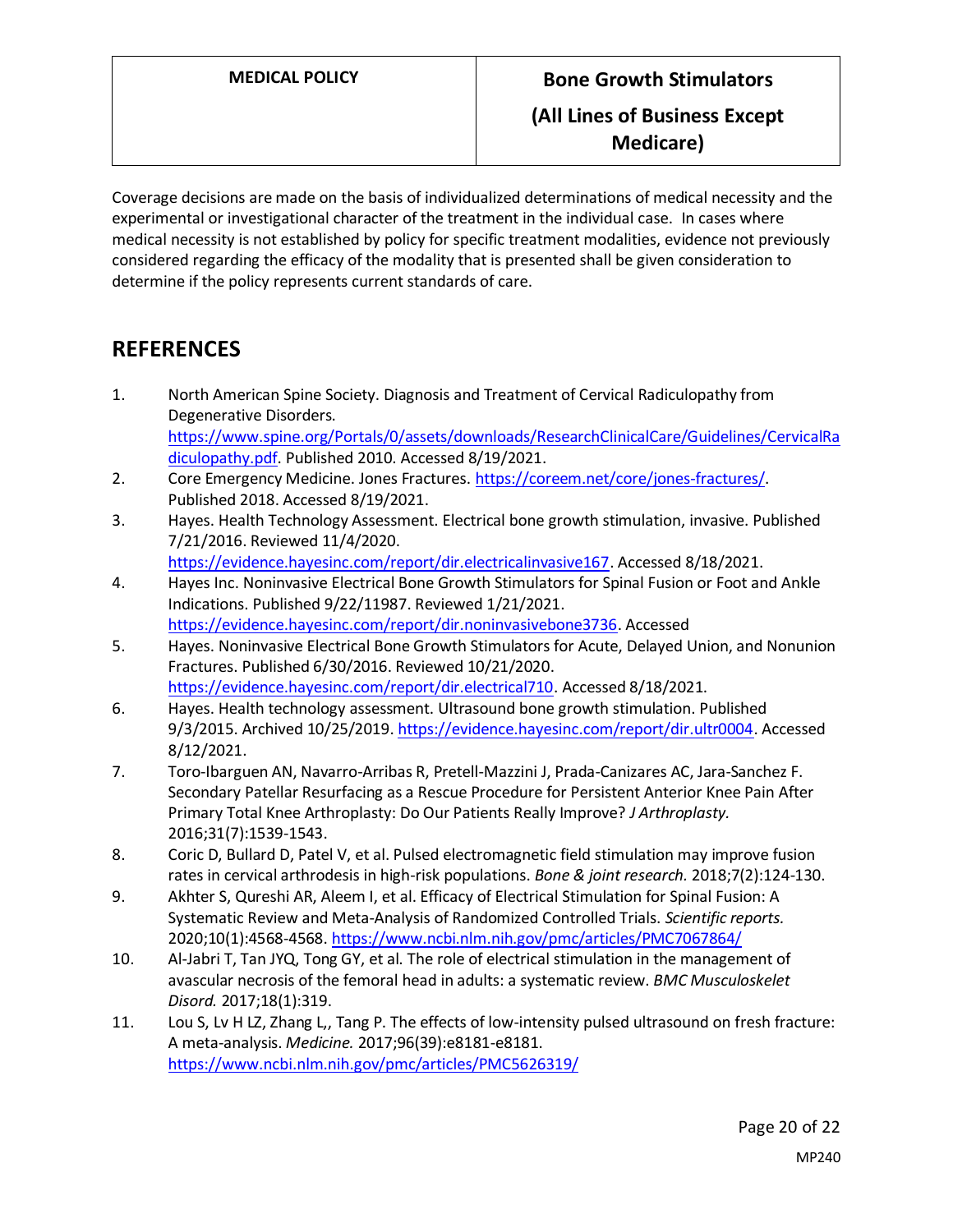Coverage decisions are made on the basis of individualized determinations of medical necessity and the experimental or investigational character of the treatment in the individual case. In cases where medical necessity is not established by policy for specific treatment modalities, evidence not previously considered regarding the efficacy of the modality that is presented shall be given consideration to determine if the policy represents current standards of care.

## REFERENCES

1. North American Spine Society. Diagnosis and Treatment of Cervical Radiculopathy from Degenerative Disorders. https://www.spine.org/Portals/0/assets/downloads/ResearchClinicalCare/Guidelines/CervicalRadiculopathy.pdf. Published 2010. Accessed 8/19/2021.
2. Core Emergency Medicine. Jones Fractures. https://coreem.net/core/jones-fractures/. Published 2018. Accessed 8/19/2021.
3. Hayes. Health Technology Assessment. Electrical bone growth stimulation, invasive. Published 7/21/2016. Reviewed 11/4/2020. https://evidence.hayesinc.com/report/dir.electricalinvasive167. Accessed 8/18/2021.
4. Hayes Inc. Noninvasive Electrical Bone Growth Stimulators for Spinal Fusion or Foot and Ankle Indications. Published 9/22/11987. Reviewed 1/21/2021. https://evidence.hayesinc.com/report/dir.noninvasivebone3736. Accessed
5. Hayes. Noninvasive Electrical Bone Growth Stimulators for Acute, Delayed Union, and Nonunion Fractures. Published 6/30/2016. Reviewed 10/21/2020. https://evidence.hayesinc.com/report/dir.electrical710. Accessed 8/18/2021.
6. Hayes. Health technology assessment. Ultrasound bone growth stimulation. Published 9/3/2015. Archived 10/25/2019. https://evidence.hayesinc.com/report/dir.ultr0004. Accessed 8/12/2021.
7. Toro-Ibarguen AN, Navarro-Arribas R, Pretell-Mazzini J, Prada-Canizares AC, Jara-Sanchez F. Secondary Patellar Resurfacing as a Rescue Procedure for Persistent Anterior Knee Pain After Primary Total Knee Arthroplasty: Do Our Patients Really Improve? *J Arthroplasty.* 2016;31(7):1539-1543.
8. Coric D, Bullard D, Patel V, et al. Pulsed electromagnetic field stimulation may improve fusion rates in cervical arthrodesis in high-risk populations. *Bone & joint research.* 2018;7(2):124-130.
9. Akhter S, Qureshi AR, Aleem I, et al. Efficacy of Electrical Stimulation for Spinal Fusion: A Systematic Review and Meta-Analysis of Randomized Controlled Trials. *Scientific reports.* 2020;10(1):4568-4568. https://www.ncbi.nlm.nih.gov/pmc/articles/PMC7067864/
10. Al-Jabri T, Tan JYQ, Tong GY, et al. The role of electrical stimulation in the management of avascular necrosis of the femoral head in adults: a systematic review. *BMC Musculoskelet Disord.* 2017;18(1):319.
11. Lou S, Lv H LZ, Zhang L,, Tang P. The effects of low-intensity pulsed ultrasound on fresh fracture: A meta-analysis. *Medicine.* 2017;96(39):e8181-e8181. https://www.ncbi.nlm.nih.gov/pmc/articles/PMC5626319/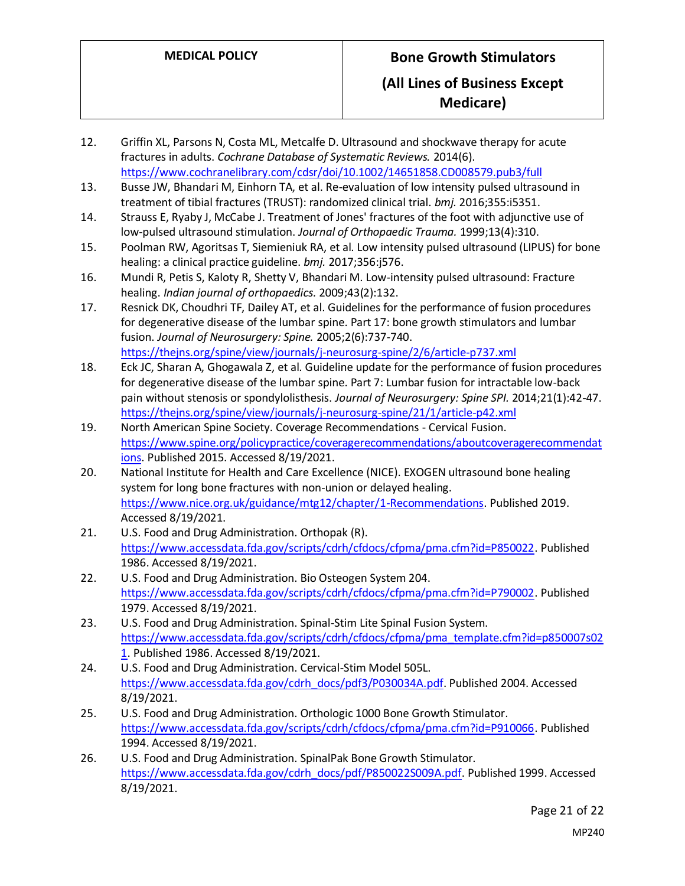12. Griffin XL, Parsons N, Costa ML, Metcalfe D. Ultrasound and shockwave therapy for acute fractures in adults. *Cochrane Database of Systematic Reviews.* 2014(6). https://www.cochranelibrary.com/cdsr/doi/10.1002/14651858.CD008579.pub3/full
13. Busse JW, Bhandari M, Einhorn TA, et al. Re-evaluation of low intensity pulsed ultrasound in treatment of tibial fractures (TRUST): randomized clinical trial. *bmj.* 2016;355:i5351.
14. Strauss E, Ryaby J, McCabe J. Treatment of Jones' fractures of the foot with adjunctive use of low-pulsed ultrasound stimulation. *Journal of Orthopaedic Trauma.* 1999;13(4):310.
15. Poolman RW, Agoritsas T, Siemieniuk RA, et al. Low intensity pulsed ultrasound (LIPUS) for bone healing: a clinical practice guideline. *bmj.* 2017;356:j576.
16. Mundi R, Petis S, Kaloty R, Shetty V, Bhandari M. Low-intensity pulsed ultrasound: Fracture healing. *Indian journal of orthopaedics.* 2009;43(2):132.
17. Resnick DK, Choudhri TF, Dailey AT, et al. Guidelines for the performance of fusion procedures for degenerative disease of the lumbar spine. Part 17: bone growth stimulators and lumbar fusion. *Journal of Neurosurgery: Spine.* 2005;2(6):737-740. https://thejns.org/spine/view/journals/j-neurosurg-spine/2/6/article-p737.xml
18. Eck JC, Sharan A, Ghogawala Z, et al. Guideline update for the performance of fusion procedures for degenerative disease of the lumbar spine. Part 7: Lumbar fusion for intractable low-back pain without stenosis or spondylolisthesis. *Journal of Neurosurgery: Spine SPI.* 2014;21(1):42-47. https://thejns.org/spine/view/journals/j-neurosurg-spine/21/1/article-p42.xml
19. North American Spine Society. Coverage Recommendations - Cervical Fusion. https://www.spine.org/policypractice/coveragerecommendations/aboutcoveragerecommendations. Published 2015. Accessed 8/19/2021.
20. National Institute for Health and Care Excellence (NICE). EXOGEN ultrasound bone healing system for long bone fractures with non-union or delayed healing. https://www.nice.org.uk/guidance/mtg12/chapter/1-Recommendations. Published 2019. Accessed 8/19/2021.
21. U.S. Food and Drug Administration. Orthopak (R). https://www.accessdata.fda.gov/scripts/cdrh/cfdocs/cfpma/pma.cfm?id=P850022. Published 1986. Accessed 8/19/2021.
22. U.S. Food and Drug Administration. Bio Osteogen System 204. https://www.accessdata.fda.gov/scripts/cdrh/cfdocs/cfpma/pma.cfm?id=P790002. Published 1979. Accessed 8/19/2021.
23. U.S. Food and Drug Administration. Spinal-Stim Lite Spinal Fusion System. https://www.accessdata.fda.gov/scripts/cdrh/cfdocs/cfpma/pma_template.cfm?id=p850007s021. Published 1986. Accessed 8/19/2021.
24. U.S. Food and Drug Administration. Cervical-Stim Model 505L. https://www.accessdata.fda.gov/cdrh_docs/pdf3/P030034A.pdf. Published 2004. Accessed 8/19/2021.
25. U.S. Food and Drug Administration. Orthologic 1000 Bone Growth Stimulator. https://www.accessdata.fda.gov/scripts/cdrh/cfdocs/cfpma/pma.cfm?id=P910066. Published 1994. Accessed 8/19/2021.
26. U.S. Food and Drug Administration. SpinalPak Bone Growth Stimulator. https://www.accessdata.fda.gov/cdrh_docs/pdf/P850022S009A.pdf. Published 1999. Accessed 8/19/2021.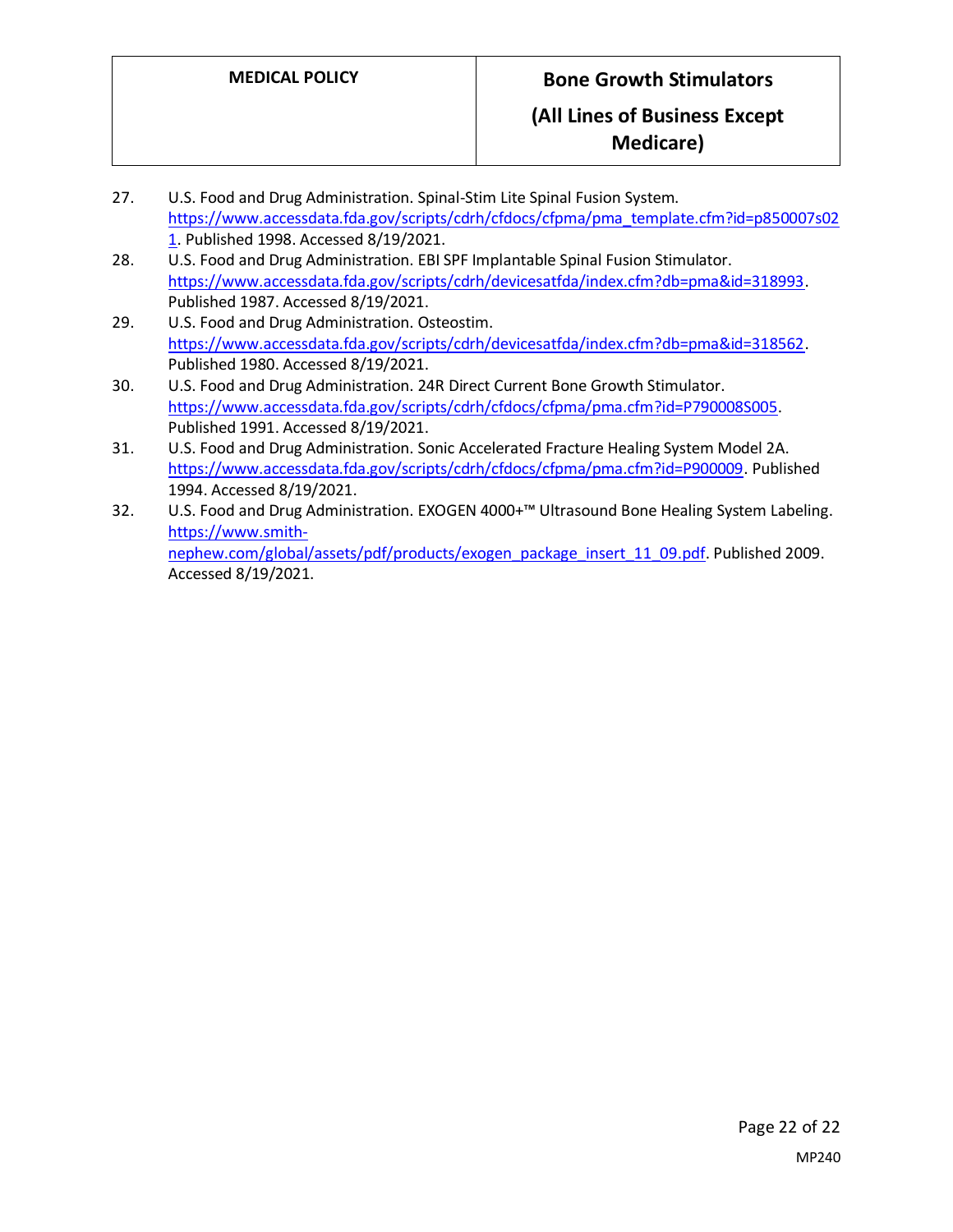27. U.S. Food and Drug Administration. Spinal-Stim Lite Spinal Fusion System. https://www.accessdata.fda.gov/scripts/cdrh/cfdocs/cfpma/pma_template.cfm?id=p850007s021. Published 1998. Accessed 8/19/2021.
28. U.S. Food and Drug Administration. EBI SPF Implantable Spinal Fusion Stimulator. https://www.accessdata.fda.gov/scripts/cdrh/devicesatfda/index.cfm?db=pma&id=318993. Published 1987. Accessed 8/19/2021.
29. U.S. Food and Drug Administration. Osteostim. https://www.accessdata.fda.gov/scripts/cdrh/devicesatfda/index.cfm?db=pma&id=318562. Published 1980. Accessed 8/19/2021.
30. U.S. Food and Drug Administration. 24R Direct Current Bone Growth Stimulator. https://www.accessdata.fda.gov/scripts/cdrh/cfdocs/cfpma/pma.cfm?id=P790008S005. Published 1991. Accessed 8/19/2021.
31. U.S. Food and Drug Administration. Sonic Accelerated Fracture Healing System Model 2A. https://www.accessdata.fda.gov/scripts/cdrh/cfdocs/cfpma/pma.cfm?id=P900009. Published 1994. Accessed 8/19/2021.
32. U.S. Food and Drug Administration. EXOGEN 4000+™ Ultrasound Bone Healing System Labeling. https://www.smith-nephew.com/global/assets/pdf/products/exogen_package_insert_11_09.pdf. Published 2009. Accessed 8/19/2021.